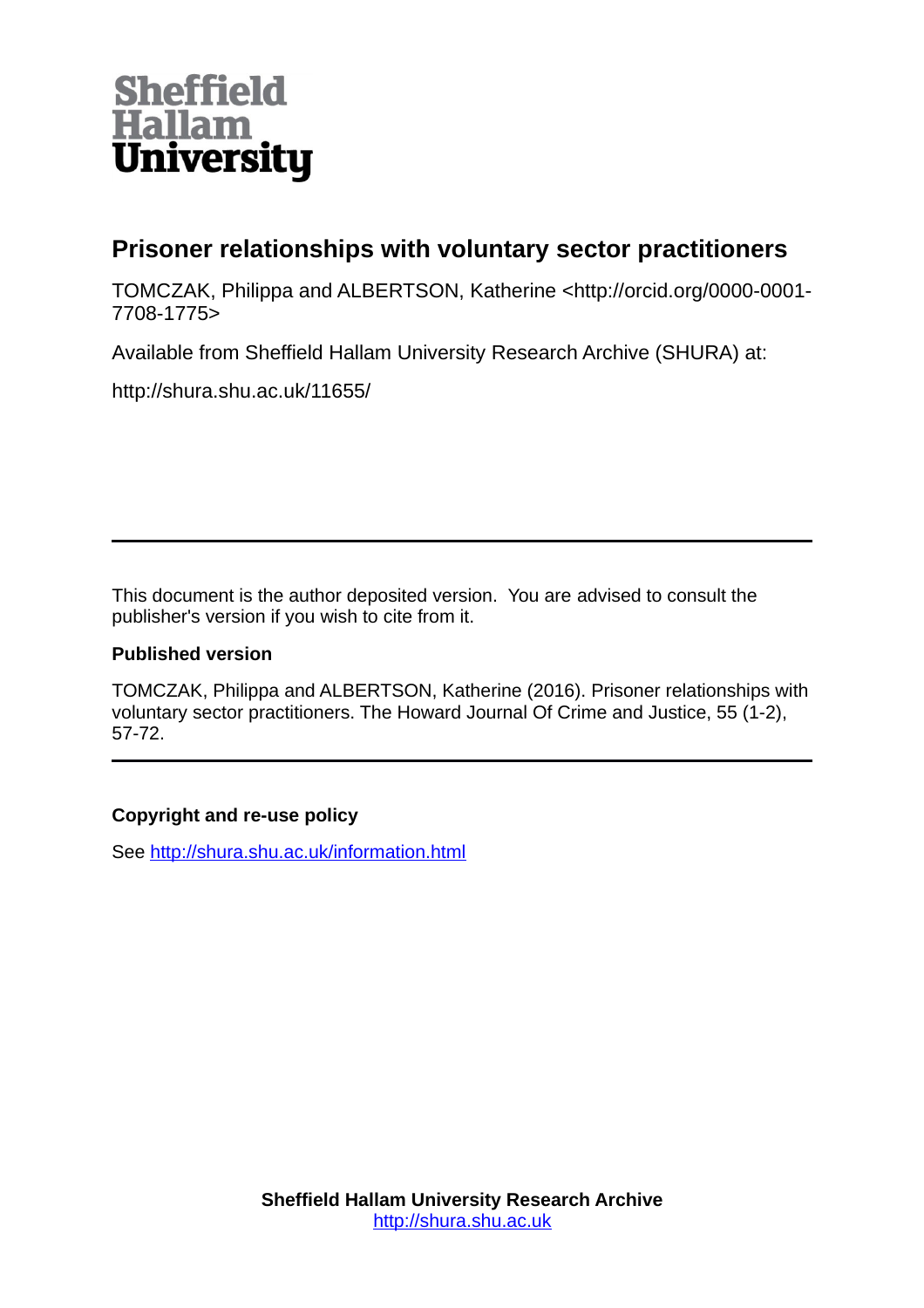Sheffield Hallam University

# Prisoner relationships with voluntary sector practitioners

TOMCZAK, Philippa and ALBERTSON, Katherine <http://orcid.org/0000-0001-7708-1775>

Available from Sheffield Hallam University Research Archive (SHURA) at:

http://shura.shu.ac.uk/11655/

---

This document is the author deposited version. You are advised to consult the publisher's version if you wish to cite from it.

**Published version**

TOMCZAK, Philippa and ALBERTSON, Katherine (2016). Prisoner relationships with voluntary sector practitioners. The Howard Journal Of Crime and Justice, 55 (1-2), 57-72.

---

**Copyright and re-use policy**

See http://shura.shu.ac.uk/information.html

**Sheffield Hallam University Research Archive**
http://shura.shu.ac.uk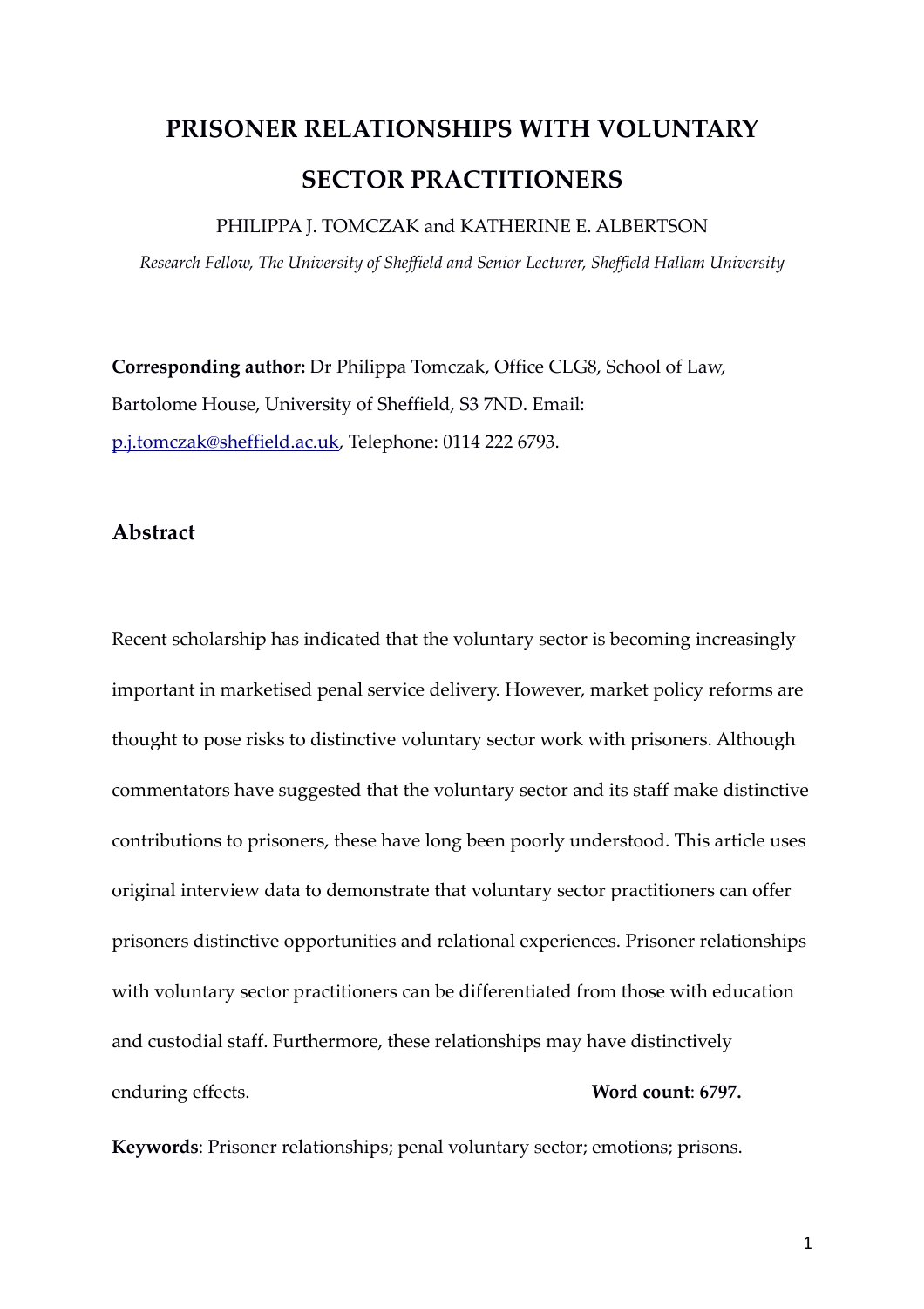# PRISONER RELATIONSHIPS WITH VOLUNTARY SECTOR PRACTITIONERS

PHILIPPA J. TOMCZAK and KATHERINE E. ALBERTSON

*Research Fellow, The University of Sheffield and Senior Lecturer, Sheffield Hallam University*

**Corresponding author:** Dr Philippa Tomczak, Office CLG8, School of Law, Bartolome House, University of Sheffield, S3 7ND. Email: p.j.tomczak@sheffield.ac.uk, Telephone: 0114 222 6793.

## Abstract

Recent scholarship has indicated that the voluntary sector is becoming increasingly important in marketised penal service delivery. However, market policy reforms are thought to pose risks to distinctive voluntary sector work with prisoners. Although commentators have suggested that the voluntary sector and its staff make distinctive contributions to prisoners, these have long been poorly understood. This article uses original interview data to demonstrate that voluntary sector practitioners can offer prisoners distinctive opportunities and relational experiences. Prisoner relationships with voluntary sector practitioners can be differentiated from those with education and custodial staff. Furthermore, these relationships may have distinctively enduring effects.

**Word count**: **6797.**

**Keywords**: Prisoner relationships; penal voluntary sector; emotions; prisons.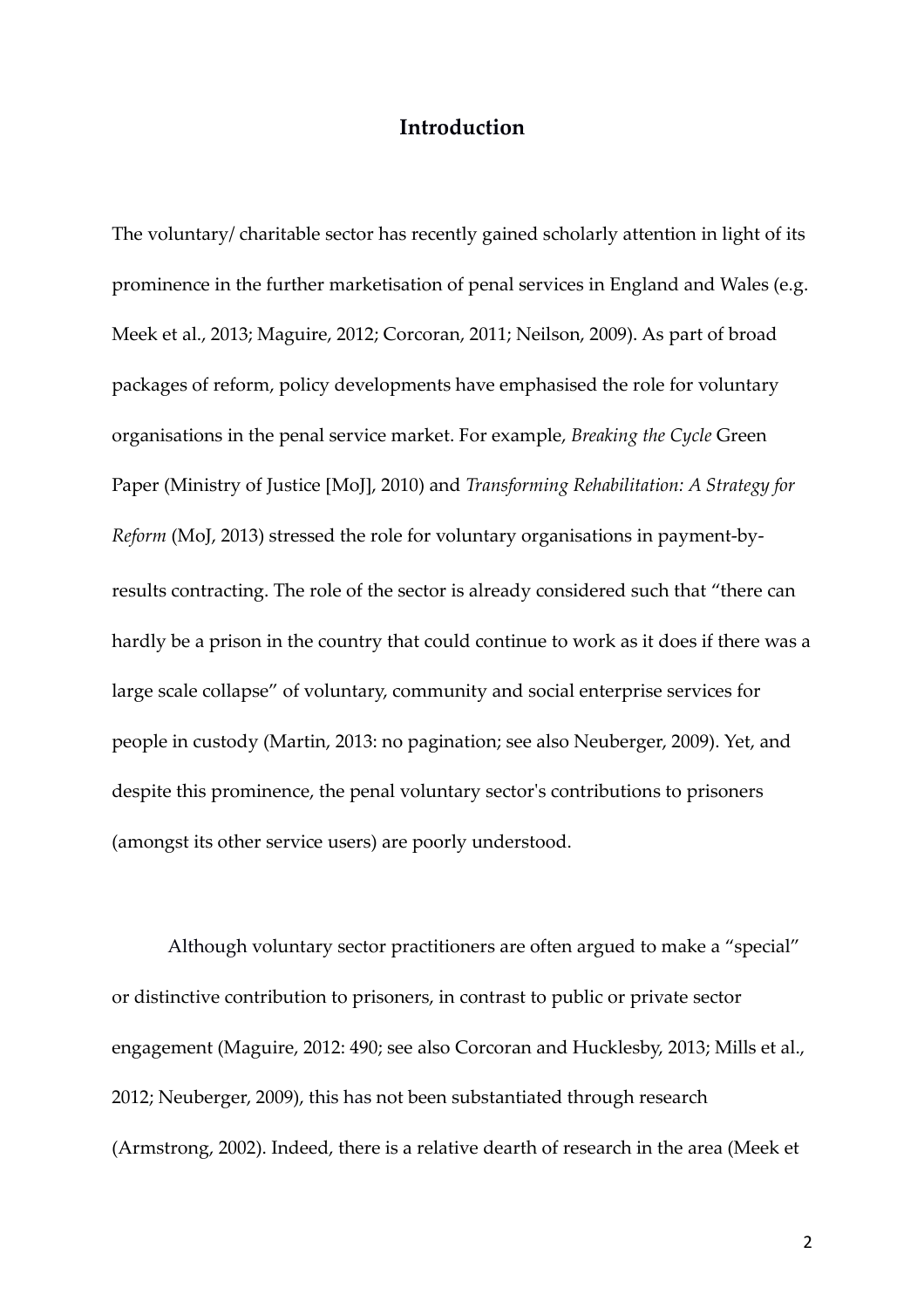# Introduction

The voluntary/ charitable sector has recently gained scholarly attention in light of its prominence in the further marketisation of penal services in England and Wales (e.g. Meek et al., 2013; Maguire, 2012; Corcoran, 2011; Neilson, 2009). As part of broad packages of reform, policy developments have emphasised the role for voluntary organisations in the penal service market. For example, *Breaking the Cycle* Green Paper (Ministry of Justice [MoJ], 2010) and *Transforming Rehabilitation: A Strategy for Reform* (MoJ, 2013) stressed the role for voluntary organisations in payment-by-results contracting. The role of the sector is already considered such that "there can hardly be a prison in the country that could continue to work as it does if there was a large scale collapse" of voluntary, community and social enterprise services for people in custody (Martin, 2013: no pagination; see also Neuberger, 2009). Yet, and despite this prominence, the penal voluntary sector's contributions to prisoners (amongst its other service users) are poorly understood.

Although voluntary sector practitioners are often argued to make a "special" or distinctive contribution to prisoners, in contrast to public or private sector engagement (Maguire, 2012: 490; see also Corcoran and Hucklesby, 2013; Mills et al., 2012; Neuberger, 2009), this has not been substantiated through research (Armstrong, 2002). Indeed, there is a relative dearth of research in the area (Meek et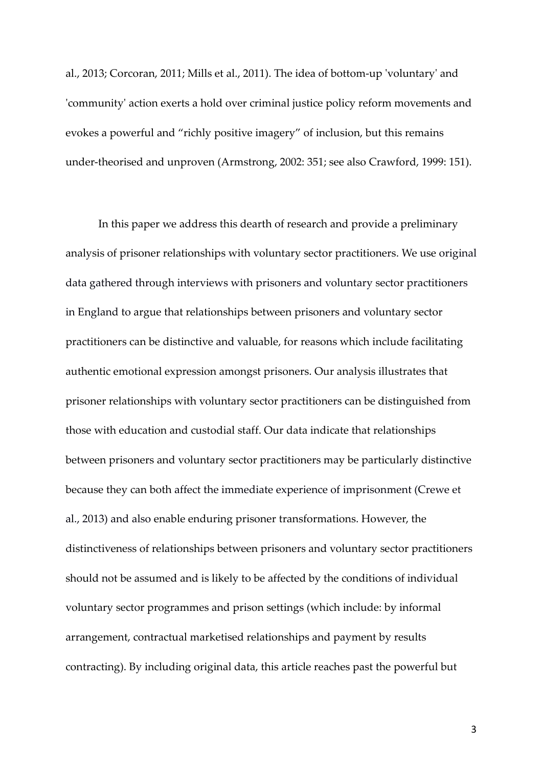al., 2013; Corcoran, 2011; Mills et al., 2011). The idea of bottom-up 'voluntary' and 'community' action exerts a hold over criminal justice policy reform movements and evokes a powerful and "richly positive imagery" of inclusion, but this remains under-theorised and unproven (Armstrong, 2002: 351; see also Crawford, 1999: 151).

In this paper we address this dearth of research and provide a preliminary analysis of prisoner relationships with voluntary sector practitioners. We use original data gathered through interviews with prisoners and voluntary sector practitioners in England to argue that relationships between prisoners and voluntary sector practitioners can be distinctive and valuable, for reasons which include facilitating authentic emotional expression amongst prisoners. Our analysis illustrates that prisoner relationships with voluntary sector practitioners can be distinguished from those with education and custodial staff. Our data indicate that relationships between prisoners and voluntary sector practitioners may be particularly distinctive because they can both affect the immediate experience of imprisonment (Crewe et al., 2013) and also enable enduring prisoner transformations. However, the distinctiveness of relationships between prisoners and voluntary sector practitioners should not be assumed and is likely to be affected by the conditions of individual voluntary sector programmes and prison settings (which include: by informal arrangement, contractual marketised relationships and payment by results contracting). By including original data, this article reaches past the powerful but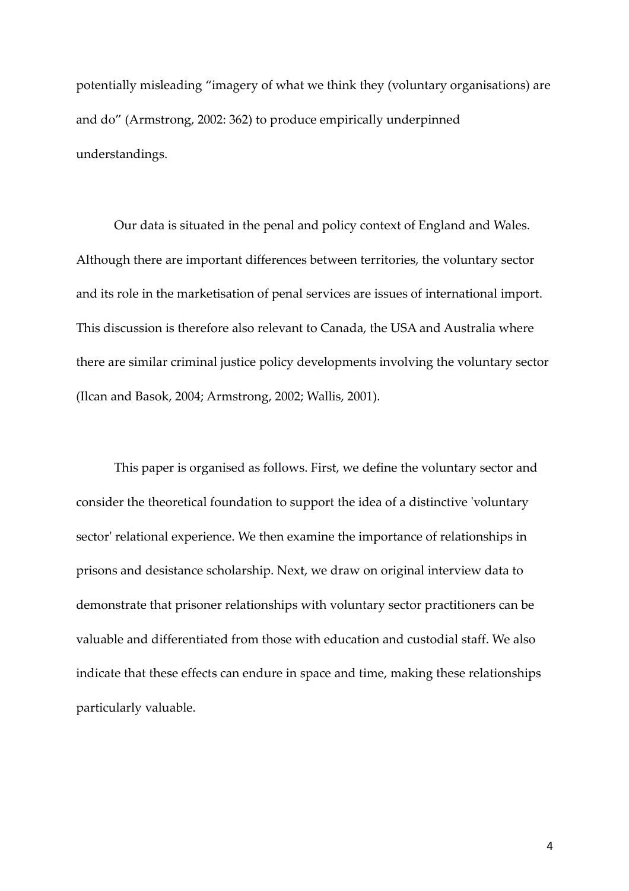potentially misleading “imagery of what we think they (voluntary organisations) are and do” (Armstrong, 2002: 362) to produce empirically underpinned understandings.

Our data is situated in the penal and policy context of England and Wales. Although there are important differences between territories, the voluntary sector and its role in the marketisation of penal services are issues of international import. This discussion is therefore also relevant to Canada, the USA and Australia where there are similar criminal justice policy developments involving the voluntary sector (Ilcan and Basok, 2004; Armstrong, 2002; Wallis, 2001).

This paper is organised as follows. First, we define the voluntary sector and consider the theoretical foundation to support the idea of a distinctive 'voluntary sector' relational experience. We then examine the importance of relationships in prisons and desistance scholarship. Next, we draw on original interview data to demonstrate that prisoner relationships with voluntary sector practitioners can be valuable and differentiated from those with education and custodial staff. We also indicate that these effects can endure in space and time, making these relationships particularly valuable.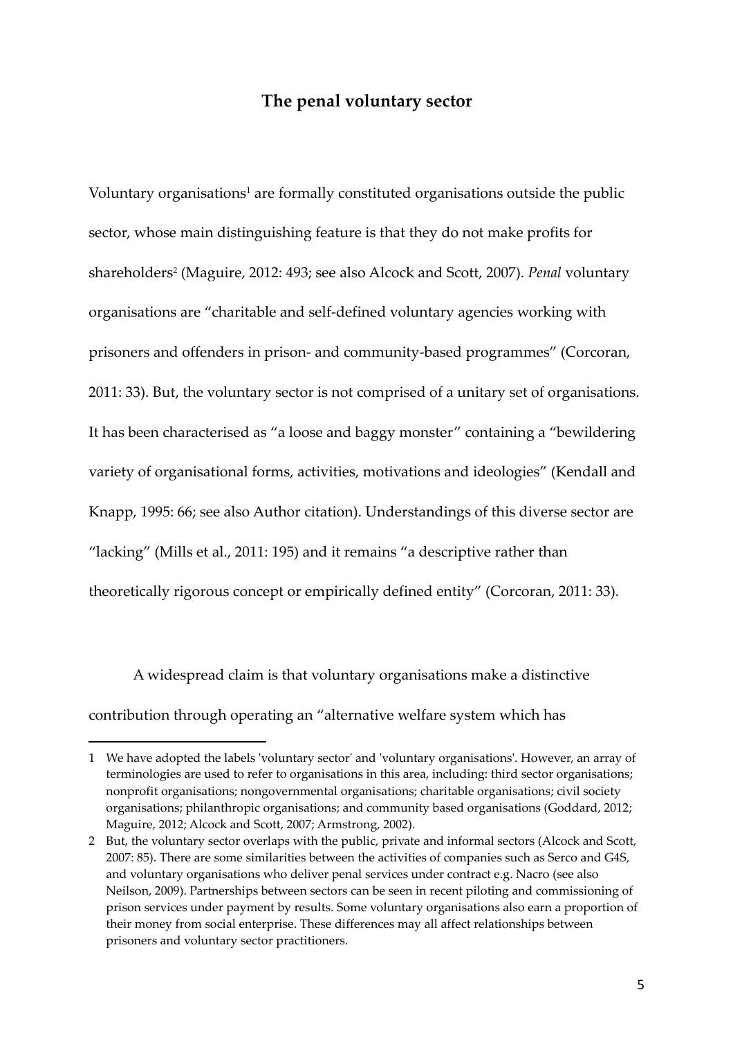## The penal voluntary sector

Voluntary organisations[1] are formally constituted organisations outside the public sector, whose main distinguishing feature is that they do not make profits for shareholders[2] (Maguire, 2012: 493; see also Alcock and Scott, 2007). *Penal* voluntary organisations are "charitable and self-defined voluntary agencies working with prisoners and offenders in prison- and community-based programmes" (Corcoran, 2011: 33). But, the voluntary sector is not comprised of a unitary set of organisations. It has been characterised as "a loose and baggy monster" containing a "bewildering variety of organisational forms, activities, motivations and ideologies" (Kendall and Knapp, 1995: 66; see also Author citation). Understandings of this diverse sector are "lacking" (Mills et al., 2011: 195) and it remains "a descriptive rather than theoretically rigorous concept or empirically defined entity" (Corcoran, 2011: 33).

A widespread claim is that voluntary organisations make a distinctive contribution through operating an "alternative welfare system which has

---

1 We have adopted the labels 'voluntary sector' and 'voluntary organisations'. However, an array of terminologies are used to refer to organisations in this area, including: third sector organisations; nonprofit organisations; nongovernmental organisations; charitable organisations; civil society organisations; philanthropic organisations; and community based organisations (Goddard, 2012; Maguire, 2012; Alcock and Scott, 2007; Armstrong, 2002).

2 But, the voluntary sector overlaps with the public, private and informal sectors (Alcock and Scott, 2007: 85). There are some similarities between the activities of companies such as Serco and G4S, and voluntary organisations who deliver penal services under contract e.g. Nacro (see also Neilson, 2009). Partnerships between sectors can be seen in recent piloting and commissioning of prison services under payment by results. Some voluntary organisations also earn a proportion of their money from social enterprise. These differences may all affect relationships between prisoners and voluntary sector practitioners.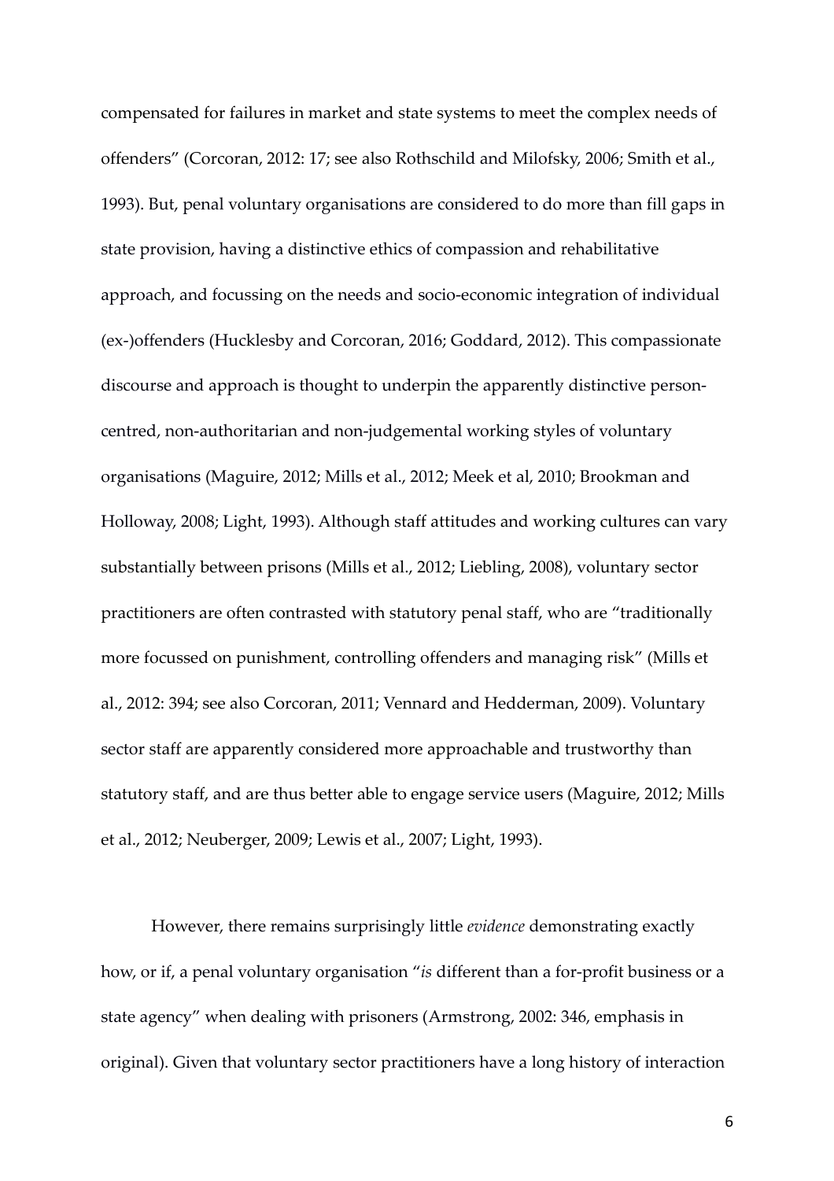compensated for failures in market and state systems to meet the complex needs of offenders" (Corcoran, 2012: 17; see also Rothschild and Milofsky, 2006; Smith et al., 1993). But, penal voluntary organisations are considered to do more than fill gaps in state provision, having a distinctive ethics of compassion and rehabilitative approach, and focussing on the needs and socio-economic integration of individual (ex-)offenders (Hucklesby and Corcoran, 2016; Goddard, 2012). This compassionate discourse and approach is thought to underpin the apparently distinctive person-centred, non-authoritarian and non-judgemental working styles of voluntary organisations (Maguire, 2012; Mills et al., 2012; Meek et al, 2010; Brookman and Holloway, 2008; Light, 1993). Although staff attitudes and working cultures can vary substantially between prisons (Mills et al., 2012; Liebling, 2008), voluntary sector practitioners are often contrasted with statutory penal staff, who are "traditionally more focussed on punishment, controlling offenders and managing risk" (Mills et al., 2012: 394; see also Corcoran, 2011; Vennard and Hedderman, 2009). Voluntary sector staff are apparently considered more approachable and trustworthy than statutory staff, and are thus better able to engage service users (Maguire, 2012; Mills et al., 2012; Neuberger, 2009; Lewis et al., 2007; Light, 1993).

However, there remains surprisingly little *evidence* demonstrating exactly how, or if, a penal voluntary organisation "*is* different than a for-profit business or a state agency" when dealing with prisoners (Armstrong, 2002: 346, emphasis in original). Given that voluntary sector practitioners have a long history of interaction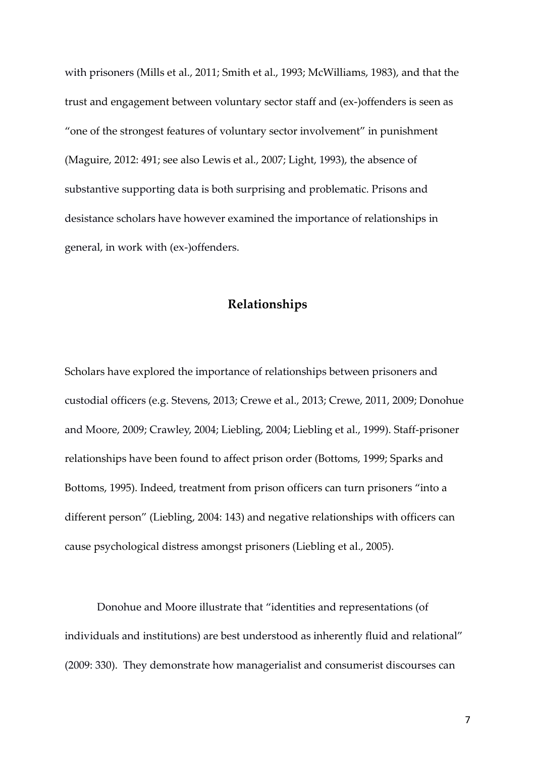with prisoners (Mills et al., 2011; Smith et al., 1993; McWilliams, 1983), and that the trust and engagement between voluntary sector staff and (ex-)offenders is seen as "one of the strongest features of voluntary sector involvement" in punishment (Maguire, 2012: 491; see also Lewis et al., 2007; Light, 1993), the absence of substantive supporting data is both surprising and problematic. Prisons and desistance scholars have however examined the importance of relationships in general, in work with (ex-)offenders.

## Relationships

Scholars have explored the importance of relationships between prisoners and custodial officers (e.g. Stevens, 2013; Crewe et al., 2013; Crewe, 2011, 2009; Donohue and Moore, 2009; Crawley, 2004; Liebling, 2004; Liebling et al., 1999). Staff-prisoner relationships have been found to affect prison order (Bottoms, 1999; Sparks and Bottoms, 1995). Indeed, treatment from prison officers can turn prisoners "into a different person" (Liebling, 2004: 143) and negative relationships with officers can cause psychological distress amongst prisoners (Liebling et al., 2005).

Donohue and Moore illustrate that "identities and representations (of individuals and institutions) are best understood as inherently fluid and relational" (2009: 330). They demonstrate how managerialist and consumerist discourses can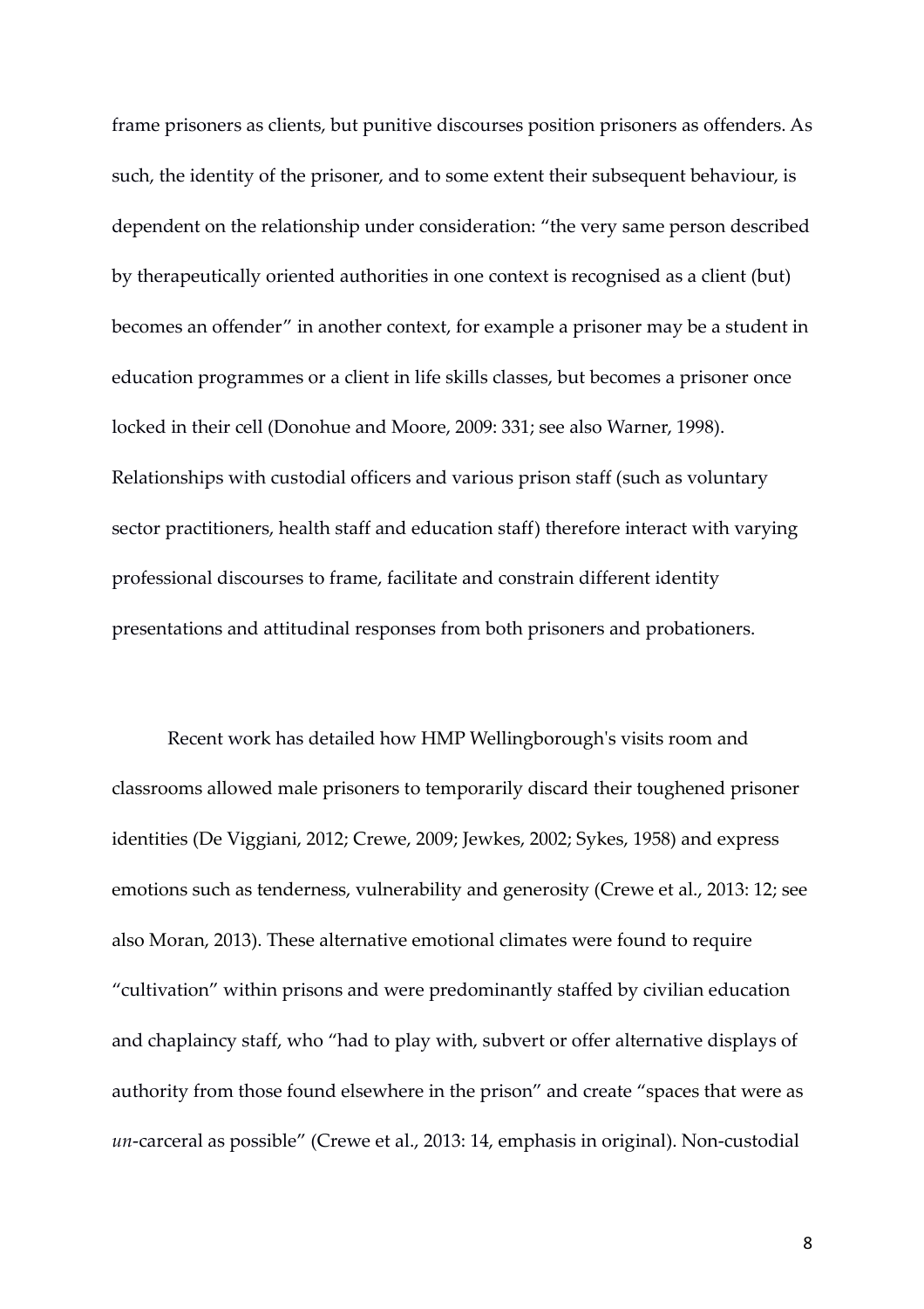frame prisoners as clients, but punitive discourses position prisoners as offenders. As such, the identity of the prisoner, and to some extent their subsequent behaviour, is dependent on the relationship under consideration: "the very same person described by therapeutically oriented authorities in one context is recognised as a client (but) becomes an offender" in another context, for example a prisoner may be a student in education programmes or a client in life skills classes, but becomes a prisoner once locked in their cell (Donohue and Moore, 2009: 331; see also Warner, 1998). Relationships with custodial officers and various prison staff (such as voluntary sector practitioners, health staff and education staff) therefore interact with varying professional discourses to frame, facilitate and constrain different identity presentations and attitudinal responses from both prisoners and probationers.

Recent work has detailed how HMP Wellingborough's visits room and classrooms allowed male prisoners to temporarily discard their toughened prisoner identities (De Viggiani, 2012; Crewe, 2009; Jewkes, 2002; Sykes, 1958) and express emotions such as tenderness, vulnerability and generosity (Crewe et al., 2013: 12; see also Moran, 2013). These alternative emotional climates were found to require "cultivation" within prisons and were predominantly staffed by civilian education and chaplaincy staff, who "had to play with, subvert or offer alternative displays of authority from those found elsewhere in the prison" and create "spaces that were as *un*-carceral as possible" (Crewe et al., 2013: 14, emphasis in original). Non-custodial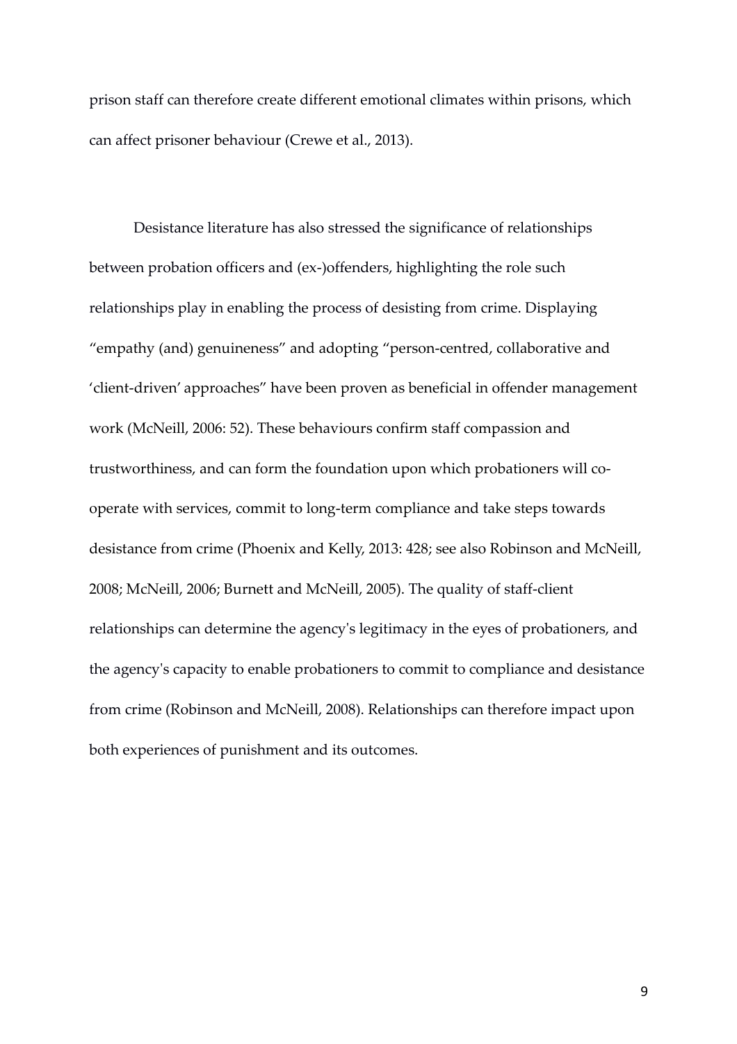prison staff can therefore create different emotional climates within prisons, which can affect prisoner behaviour (Crewe et al., 2013).

Desistance literature has also stressed the significance of relationships between probation officers and (ex-)offenders, highlighting the role such relationships play in enabling the process of desisting from crime. Displaying "empathy (and) genuineness" and adopting "person-centred, collaborative and 'client-driven' approaches" have been proven as beneficial in offender management work (McNeill, 2006: 52). These behaviours confirm staff compassion and trustworthiness, and can form the foundation upon which probationers will co-operate with services, commit to long-term compliance and take steps towards desistance from crime (Phoenix and Kelly, 2013: 428; see also Robinson and McNeill, 2008; McNeill, 2006; Burnett and McNeill, 2005). The quality of staff-client relationships can determine the agency's legitimacy in the eyes of probationers, and the agency's capacity to enable probationers to commit to compliance and desistance from crime (Robinson and McNeill, 2008). Relationships can therefore impact upon both experiences of punishment and its outcomes.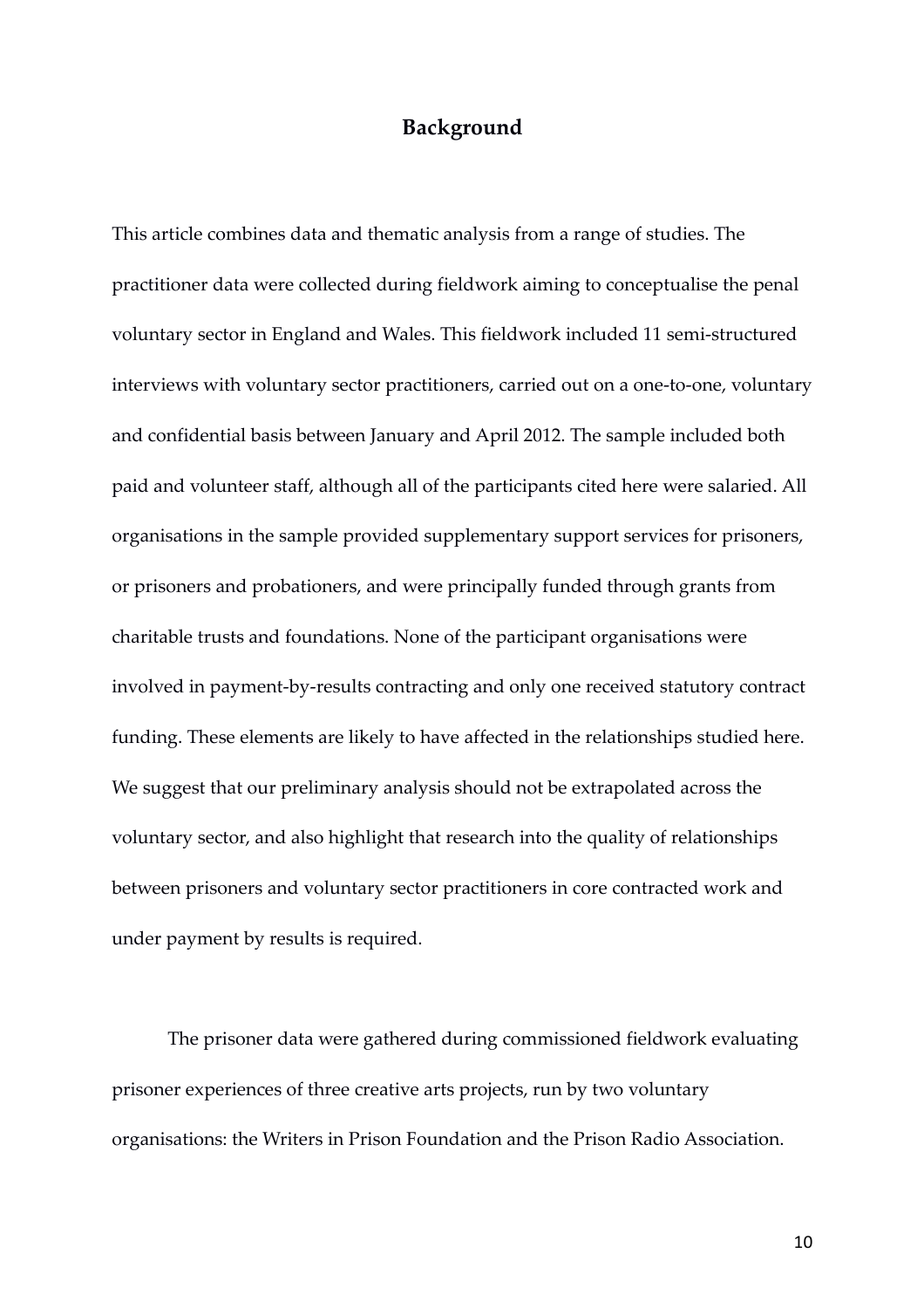## Background

This article combines data and thematic analysis from a range of studies. The practitioner data were collected during fieldwork aiming to conceptualise the penal voluntary sector in England and Wales. This fieldwork included 11 semi-structured interviews with voluntary sector practitioners, carried out on a one-to-one, voluntary and confidential basis between January and April 2012. The sample included both paid and volunteer staff, although all of the participants cited here were salaried. All organisations in the sample provided supplementary support services for prisoners, or prisoners and probationers, and were principally funded through grants from charitable trusts and foundations. None of the participant organisations were involved in payment-by-results contracting and only one received statutory contract funding. These elements are likely to have affected in the relationships studied here. We suggest that our preliminary analysis should not be extrapolated across the voluntary sector, and also highlight that research into the quality of relationships between prisoners and voluntary sector practitioners in core contracted work and under payment by results is required.

The prisoner data were gathered during commissioned fieldwork evaluating prisoner experiences of three creative arts projects, run by two voluntary organisations: the Writers in Prison Foundation and the Prison Radio Association.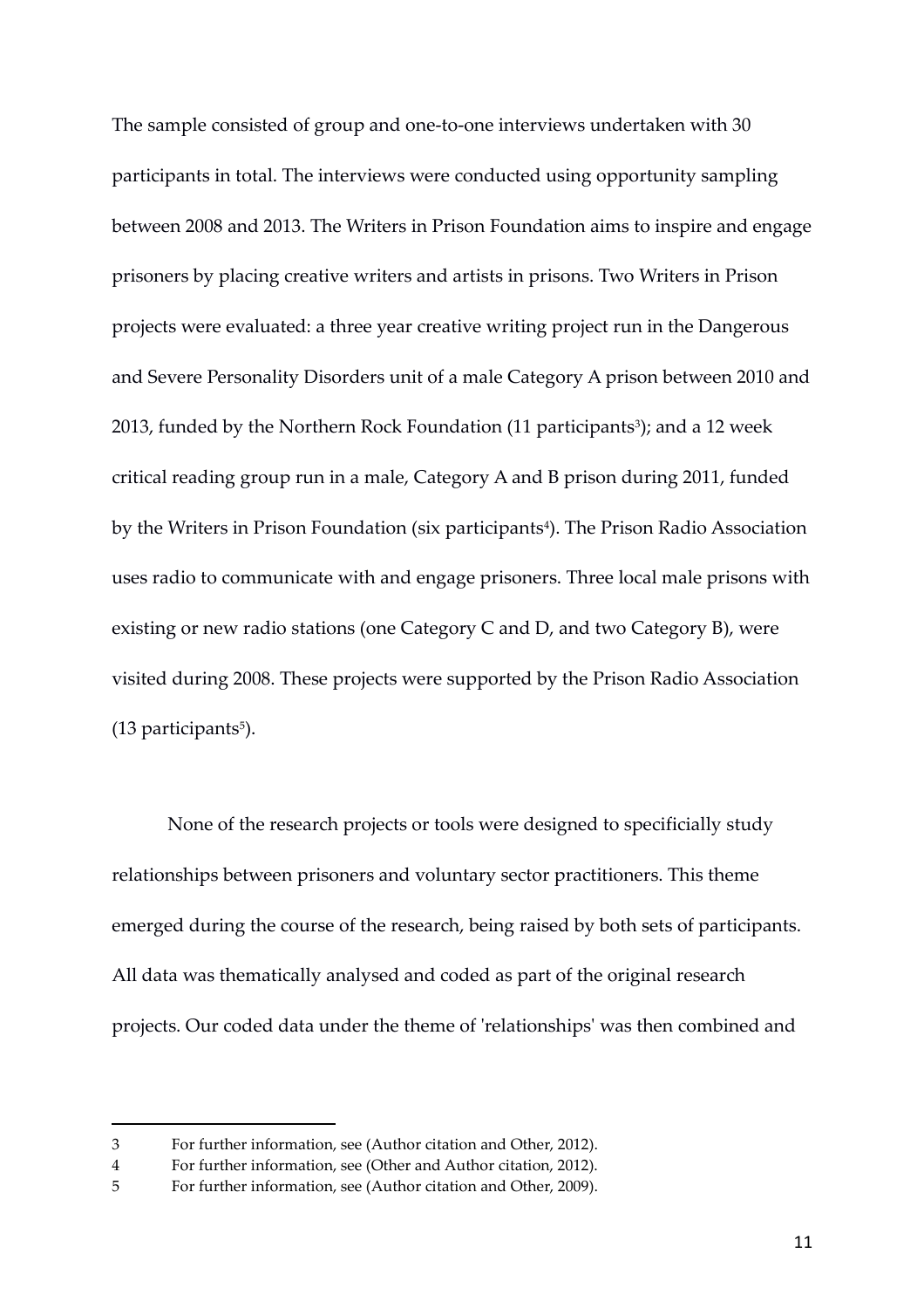The sample consisted of group and one-to-one interviews undertaken with 30 participants in total. The interviews were conducted using opportunity sampling between 2008 and 2013. The Writers in Prison Foundation aims to inspire and engage prisoners by placing creative writers and artists in prisons. Two Writers in Prison projects were evaluated: a three year creative writing project run in the Dangerous and Severe Personality Disorders unit of a male Category A prison between 2010 and 2013, funded by the Northern Rock Foundation (11 participants[3]); and a 12 week critical reading group run in a male, Category A and B prison during 2011, funded by the Writers in Prison Foundation (six participants[4]). The Prison Radio Association uses radio to communicate with and engage prisoners. Three local male prisons with existing or new radio stations (one Category C and D, and two Category B), were visited during 2008. These projects were supported by the Prison Radio Association (13 participants[5]).

None of the research projects or tools were designed to specificially study relationships between prisoners and voluntary sector practitioners. This theme emerged during the course of the research, being raised by both sets of participants. All data was thematically analysed and coded as part of the original research projects. Our coded data under the theme of 'relationships' was then combined and

---

3 For further information, see (Author citation and Other, 2012).

4 For further information, see (Other and Author citation, 2012).

5 For further information, see (Author citation and Other, 2009).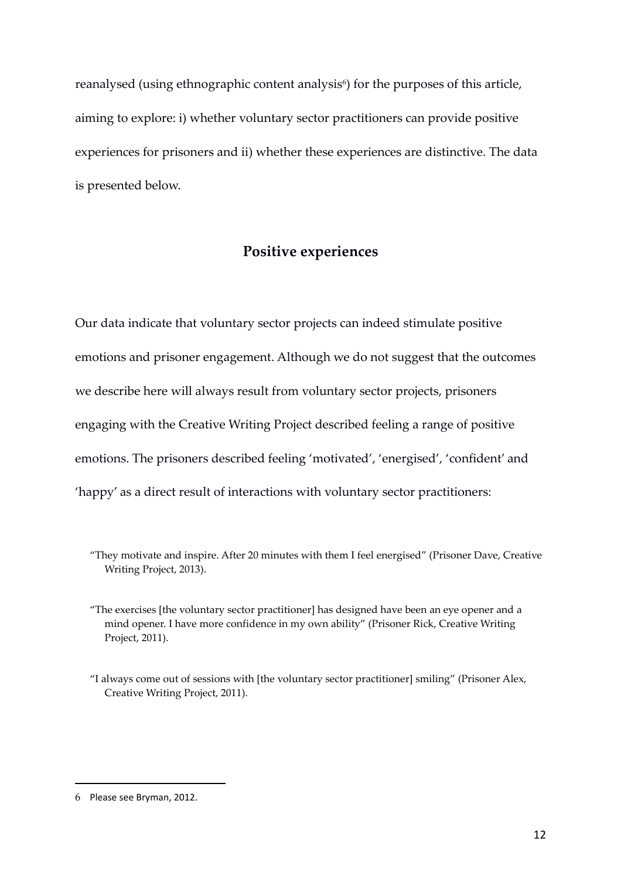reanalysed (using ethnographic content analysis[6]) for the purposes of this article, aiming to explore: i) whether voluntary sector practitioners can provide positive experiences for prisoners and ii) whether these experiences are distinctive. The data is presented below.

## Positive experiences

Our data indicate that voluntary sector projects can indeed stimulate positive emotions and prisoner engagement. Although we do not suggest that the outcomes we describe here will always result from voluntary sector projects, prisoners engaging with the Creative Writing Project described feeling a range of positive emotions. The prisoners described feeling 'motivated', 'energised', 'confident' and 'happy' as a direct result of interactions with voluntary sector practitioners:

> "They motivate and inspire. After 20 minutes with them I feel energised" (Prisoner Dave, Creative Writing Project, 2013).

> "The exercises [the voluntary sector practitioner] has designed have been an eye opener and a mind opener. I have more confidence in my own ability" (Prisoner Rick, Creative Writing Project, 2011).

> "I always come out of sessions with [the voluntary sector practitioner] smiling" (Prisoner Alex, Creative Writing Project, 2011).

---

6 Please see Bryman, 2012.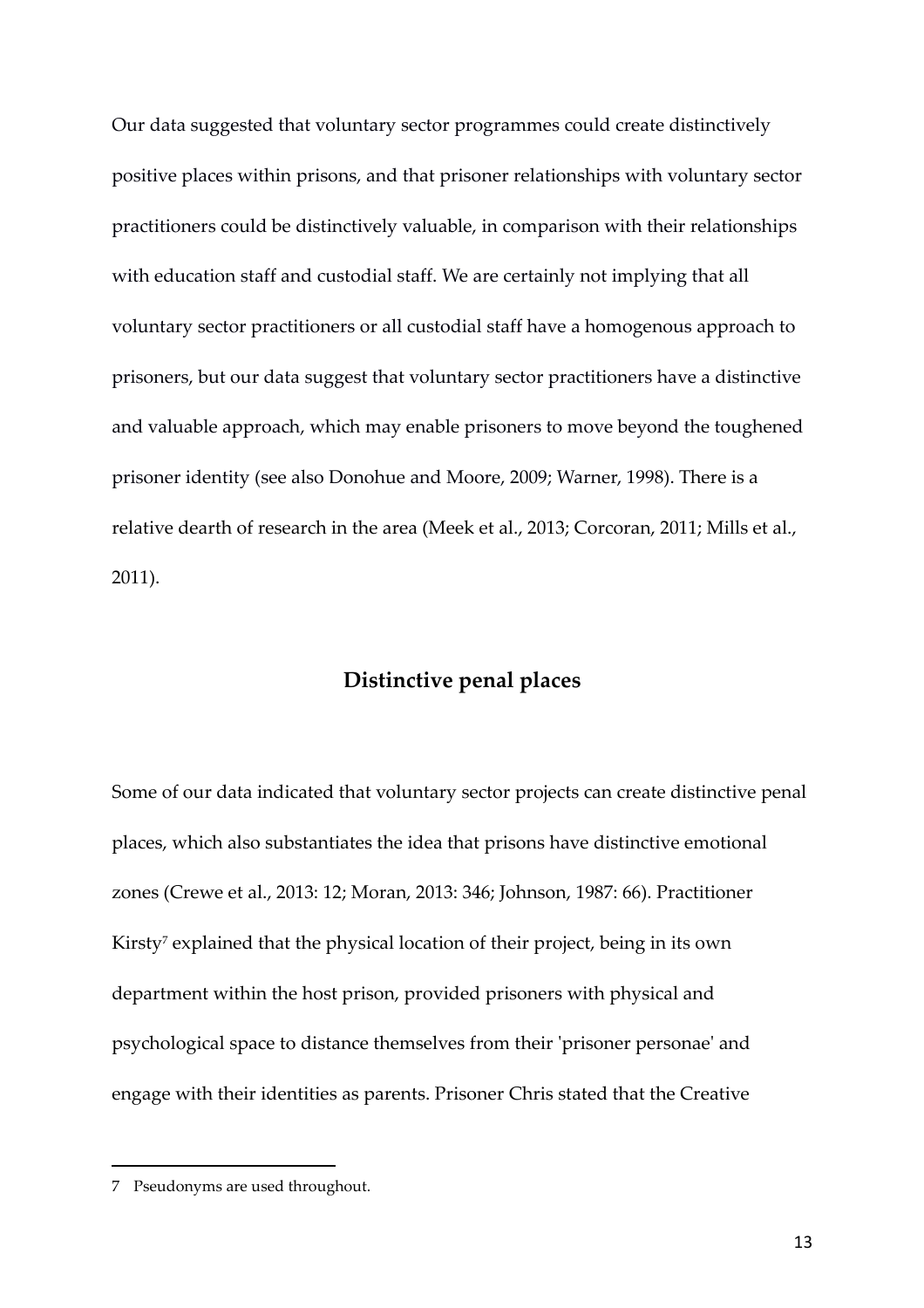Our data suggested that voluntary sector programmes could create distinctively positive places within prisons, and that prisoner relationships with voluntary sector practitioners could be distinctively valuable, in comparison with their relationships with education staff and custodial staff. We are certainly not implying that all voluntary sector practitioners or all custodial staff have a homogenous approach to prisoners, but our data suggest that voluntary sector practitioners have a distinctive and valuable approach, which may enable prisoners to move beyond the toughened prisoner identity (see also Donohue and Moore, 2009; Warner, 1998). There is a relative dearth of research in the area (Meek et al., 2013; Corcoran, 2011; Mills et al., 2011).

## Distinctive penal places

Some of our data indicated that voluntary sector projects can create distinctive penal places, which also substantiates the idea that prisons have distinctive emotional zones (Crewe et al., 2013: 12; Moran, 2013: 346; Johnson, 1987: 66). Practitioner Kirsty[7] explained that the physical location of their project, being in its own department within the host prison, provided prisoners with physical and psychological space to distance themselves from their 'prisoner personae' and engage with their identities as parents. Prisoner Chris stated that the Creative

---

7 Pseudonyms are used throughout.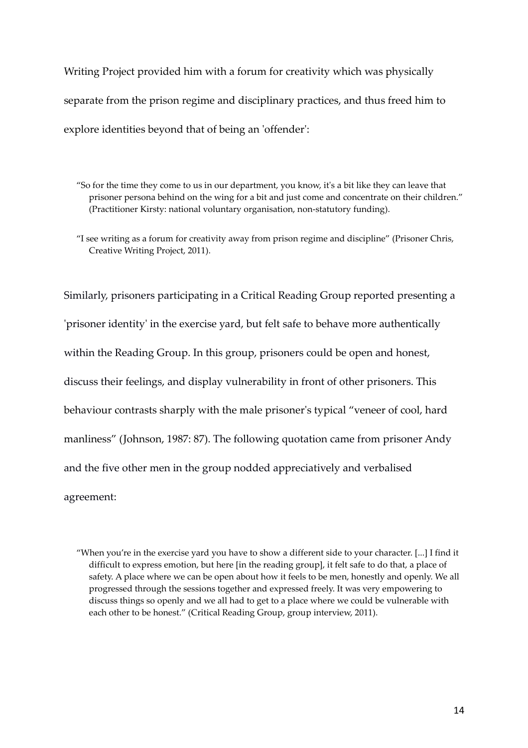Writing Project provided him with a forum for creativity which was physically separate from the prison regime and disciplinary practices, and thus freed him to explore identities beyond that of being an 'offender':

> "So for the time they come to us in our department, you know, it's a bit like they can leave that prisoner persona behind on the wing for a bit and just come and concentrate on their children." (Practitioner Kirsty: national voluntary organisation, non-statutory funding).

> "I see writing as a forum for creativity away from prison regime and discipline" (Prisoner Chris, Creative Writing Project, 2011).

Similarly, prisoners participating in a Critical Reading Group reported presenting a 'prisoner identity' in the exercise yard, but felt safe to behave more authentically within the Reading Group. In this group, prisoners could be open and honest, discuss their feelings, and display vulnerability in front of other prisoners. This behaviour contrasts sharply with the male prisoner's typical "veneer of cool, hard manliness" (Johnson, 1987: 87). The following quotation came from prisoner Andy and the five other men in the group nodded appreciatively and verbalised agreement:

> "When you're in the exercise yard you have to show a different side to your character. [...] I find it difficult to express emotion, but here [in the reading group], it felt safe to do that, a place of safety. A place where we can be open about how it feels to be men, honestly and openly. We all progressed through the sessions together and expressed freely. It was very empowering to discuss things so openly and we all had to get to a place where we could be vulnerable with each other to be honest." (Critical Reading Group, group interview, 2011).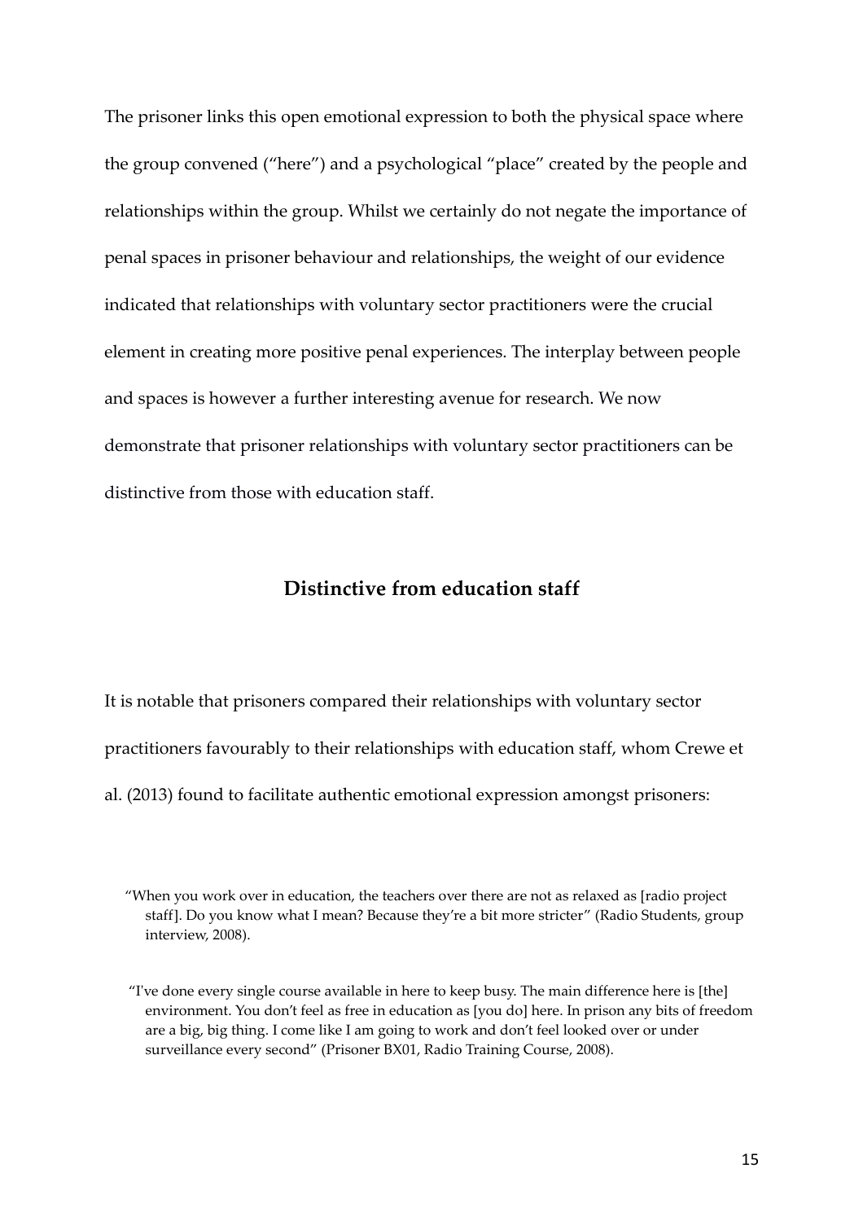The prisoner links this open emotional expression to both the physical space where the group convened ("here") and a psychological "place" created by the people and relationships within the group. Whilst we certainly do not negate the importance of penal spaces in prisoner behaviour and relationships, the weight of our evidence indicated that relationships with voluntary sector practitioners were the crucial element in creating more positive penal experiences. The interplay between people and spaces is however a further interesting avenue for research. We now demonstrate that prisoner relationships with voluntary sector practitioners can be distinctive from those with education staff.

## Distinctive from education staff

It is notable that prisoners compared their relationships with voluntary sector practitioners favourably to their relationships with education staff, whom Crewe et al. (2013) found to facilitate authentic emotional expression amongst prisoners:

> "When you work over in education, the teachers over there are not as relaxed as [radio project staff]. Do you know what I mean? Because they're a bit more stricter" (Radio Students, group interview, 2008).

> "I've done every single course available in here to keep busy. The main difference here is [the] environment. You don't feel as free in education as [you do] here. In prison any bits of freedom are a big, big thing. I come like I am going to work and don't feel looked over or under surveillance every second" (Prisoner BX01, Radio Training Course, 2008).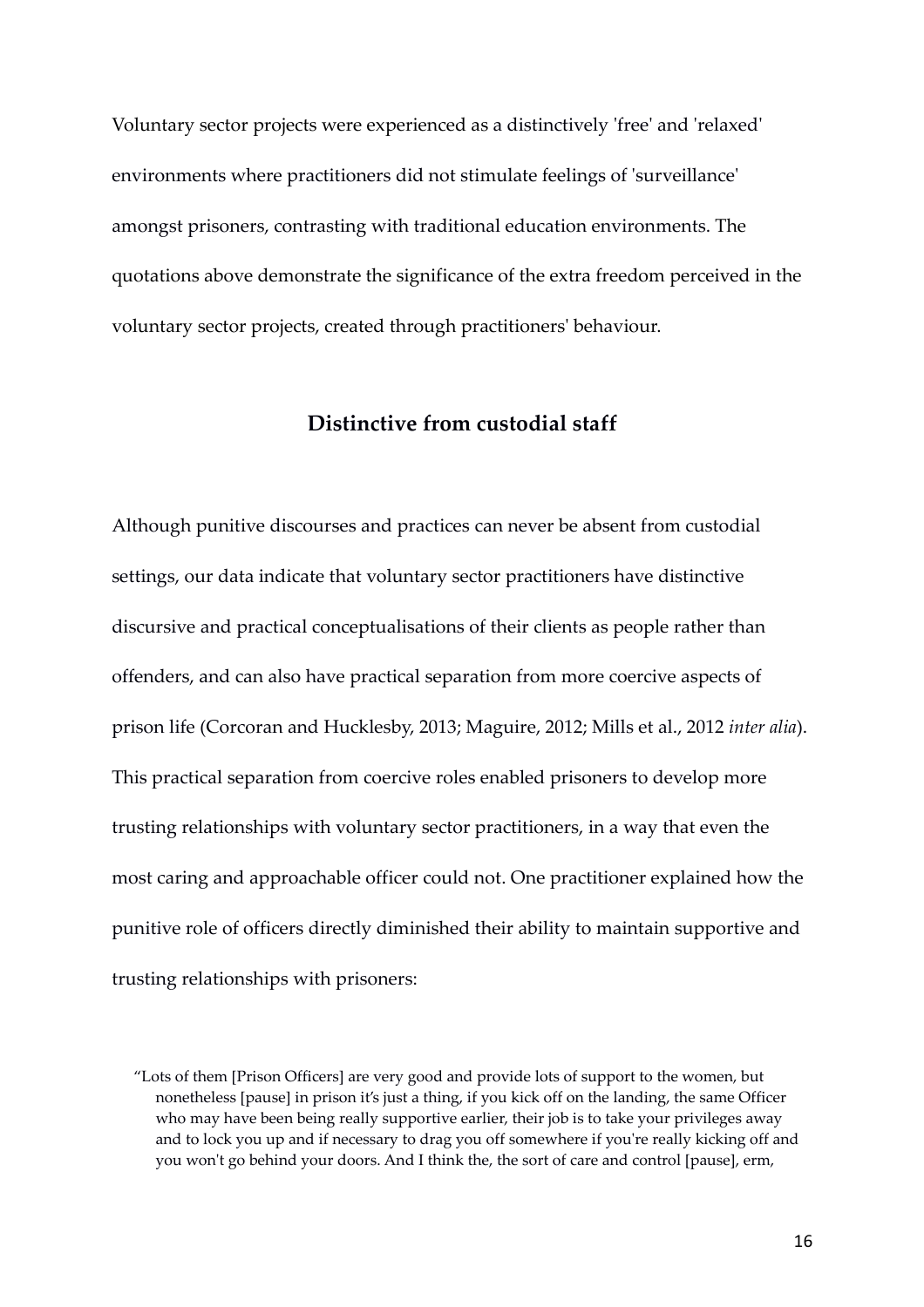Voluntary sector projects were experienced as a distinctively 'free' and 'relaxed' environments where practitioners did not stimulate feelings of 'surveillance' amongst prisoners, contrasting with traditional education environments. The quotations above demonstrate the significance of the extra freedom perceived in the voluntary sector projects, created through practitioners' behaviour.

## Distinctive from custodial staff

Although punitive discourses and practices can never be absent from custodial settings, our data indicate that voluntary sector practitioners have distinctive discursive and practical conceptualisations of their clients as people rather than offenders, and can also have practical separation from more coercive aspects of prison life (Corcoran and Hucklesby, 2013; Maguire, 2012; Mills et al., 2012 *inter alia*). This practical separation from coercive roles enabled prisoners to develop more trusting relationships with voluntary sector practitioners, in a way that even the most caring and approachable officer could not. One practitioner explained how the punitive role of officers directly diminished their ability to maintain supportive and trusting relationships with prisoners:

> "Lots of them [Prison Officers] are very good and provide lots of support to the women, but nonetheless [pause] in prison it's just a thing, if you kick off on the landing, the same Officer who may have been being really supportive earlier, their job is to take your privileges away and to lock you up and if necessary to drag you off somewhere if you're really kicking off and you won't go behind your doors. And I think the, the sort of care and control [pause], erm,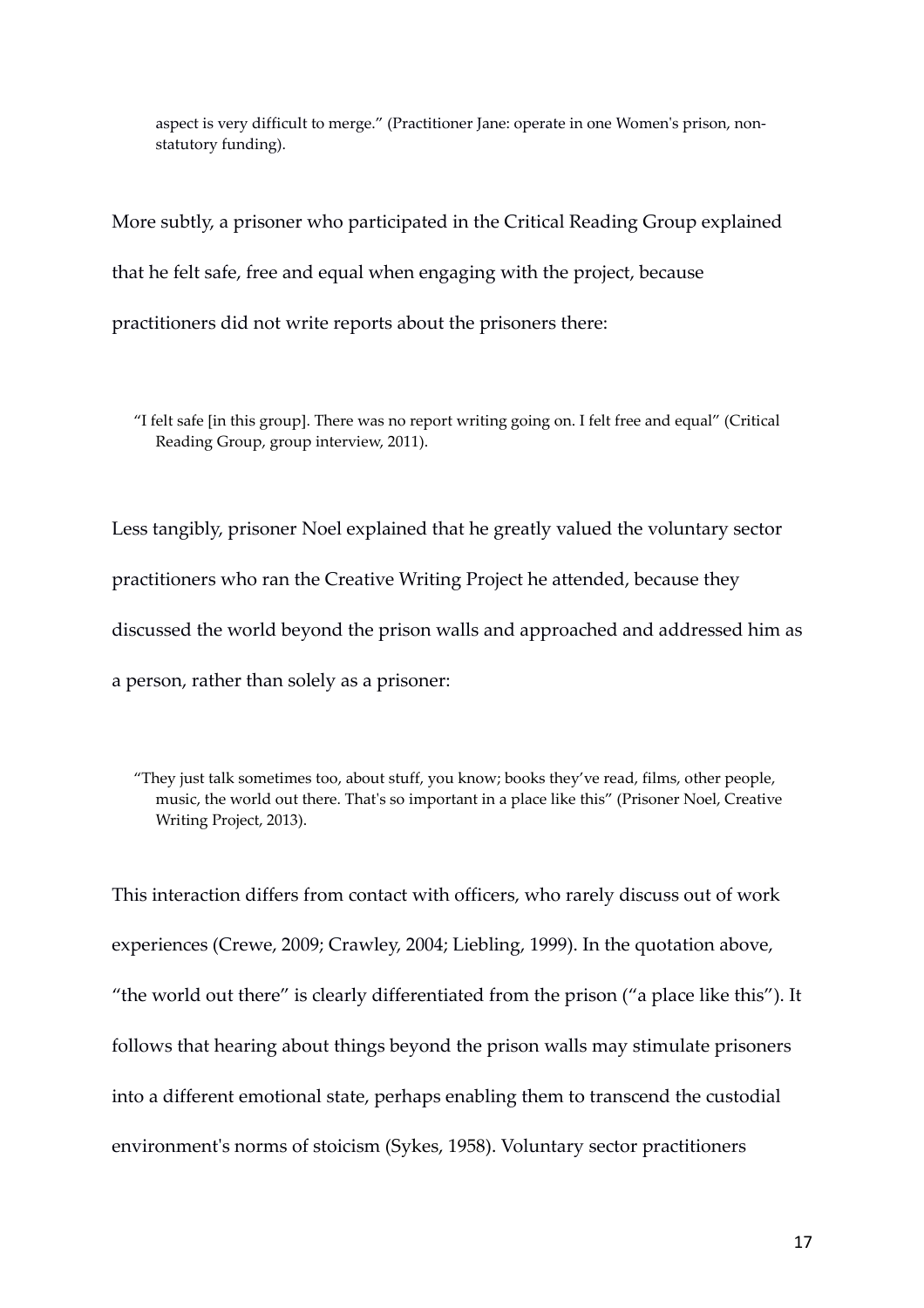> aspect is very difficult to merge." (Practitioner Jane: operate in one Women's prison, non-statutory funding).

More subtly, a prisoner who participated in the Critical Reading Group explained that he felt safe, free and equal when engaging with the project, because practitioners did not write reports about the prisoners there:

> "I felt safe [in this group]. There was no report writing going on. I felt free and equal" (Critical Reading Group, group interview, 2011).

Less tangibly, prisoner Noel explained that he greatly valued the voluntary sector practitioners who ran the Creative Writing Project he attended, because they discussed the world beyond the prison walls and approached and addressed him as a person, rather than solely as a prisoner:

> "They just talk sometimes too, about stuff, you know; books they've read, films, other people, music, the world out there. That's so important in a place like this" (Prisoner Noel, Creative Writing Project, 2013).

This interaction differs from contact with officers, who rarely discuss out of work experiences (Crewe, 2009; Crawley, 2004; Liebling, 1999). In the quotation above, "the world out there" is clearly differentiated from the prison ("a place like this"). It follows that hearing about things beyond the prison walls may stimulate prisoners into a different emotional state, perhaps enabling them to transcend the custodial environment's norms of stoicism (Sykes, 1958). Voluntary sector practitioners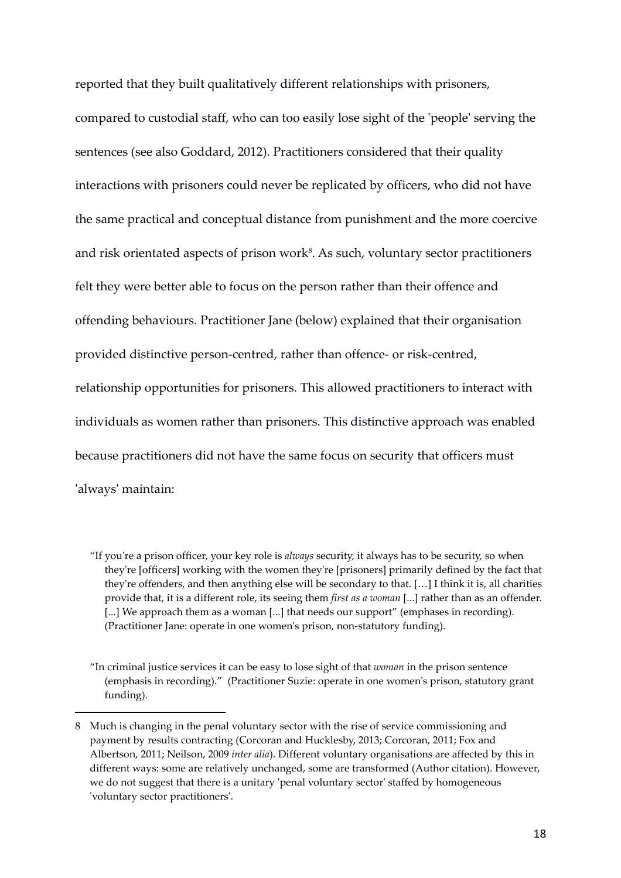reported that they built qualitatively different relationships with prisoners, compared to custodial staff, who can too easily lose sight of the 'people' serving the sentences (see also Goddard, 2012). Practitioners considered that their quality interactions with prisoners could never be replicated by officers, who did not have the same practical and conceptual distance from punishment and the more coercive and risk orientated aspects of prison work[8]. As such, voluntary sector practitioners felt they were better able to focus on the person rather than their offence and offending behaviours. Practitioner Jane (below) explained that their organisation provided distinctive person-centred, rather than offence- or risk-centred, relationship opportunities for prisoners. This allowed practitioners to interact with individuals as women rather than prisoners. This distinctive approach was enabled because practitioners did not have the same focus on security that officers must 'always' maintain:

> "If you're a prison officer, your key role is *always* security, it always has to be security, so when they're [officers] working with the women they're [prisoners] primarily defined by the fact that they're offenders, and then anything else will be secondary to that. […] I think it is, all charities provide that, it is a different role, its seeing them *first as a woman* [...] rather than as an offender. [...] We approach them as a woman [...] that needs our support" (emphases in recording). (Practitioner Jane: operate in one women's prison, non-statutory funding).

> "In criminal justice services it can be easy to lose sight of that *woman* in the prison sentence (emphasis in recording)." (Practitioner Suzie: operate in one women's prison, statutory grant funding).

---

8 Much is changing in the penal voluntary sector with the rise of service commissioning and payment by results contracting (Corcoran and Hucklesby, 2013; Corcoran, 2011; Fox and Albertson, 2011; Neilson, 2009 *inter alia*). Different voluntary organisations are affected by this in different ways: some are relatively unchanged, some are transformed (Author citation). However, we do not suggest that there is a unitary 'penal voluntary sector' staffed by homogeneous 'voluntary sector practitioners'.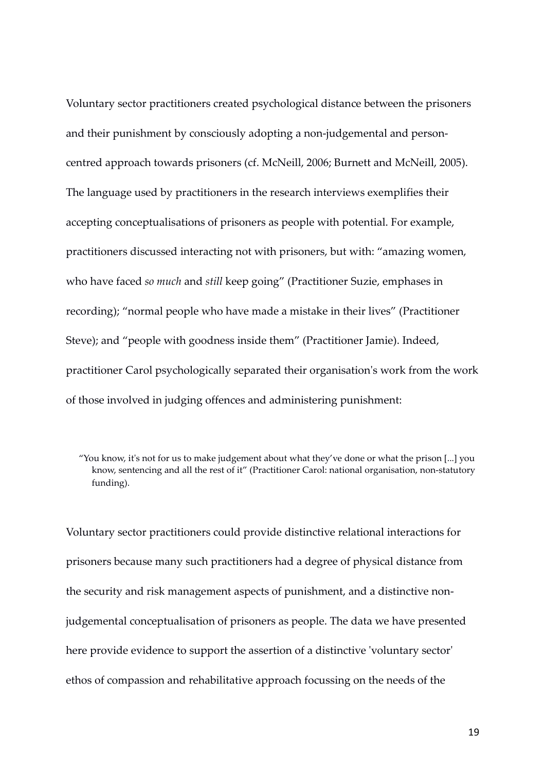Voluntary sector practitioners created psychological distance between the prisoners and their punishment by consciously adopting a non-judgemental and person-centred approach towards prisoners (cf. McNeill, 2006; Burnett and McNeill, 2005). The language used by practitioners in the research interviews exemplifies their accepting conceptualisations of prisoners as people with potential. For example, practitioners discussed interacting not with prisoners, but with: "amazing women, who have faced *so much* and *still* keep going" (Practitioner Suzie, emphases in recording); "normal people who have made a mistake in their lives" (Practitioner Steve); and "people with goodness inside them" (Practitioner Jamie). Indeed, practitioner Carol psychologically separated their organisation's work from the work of those involved in judging offences and administering punishment:

> "You know, it's not for us to make judgement about what they've done or what the prison [...] you know, sentencing and all the rest of it" (Practitioner Carol: national organisation, non-statutory funding).

Voluntary sector practitioners could provide distinctive relational interactions for prisoners because many such practitioners had a degree of physical distance from the security and risk management aspects of punishment, and a distinctive non-judgemental conceptualisation of prisoners as people. The data we have presented here provide evidence to support the assertion of a distinctive 'voluntary sector' ethos of compassion and rehabilitative approach focussing on the needs of the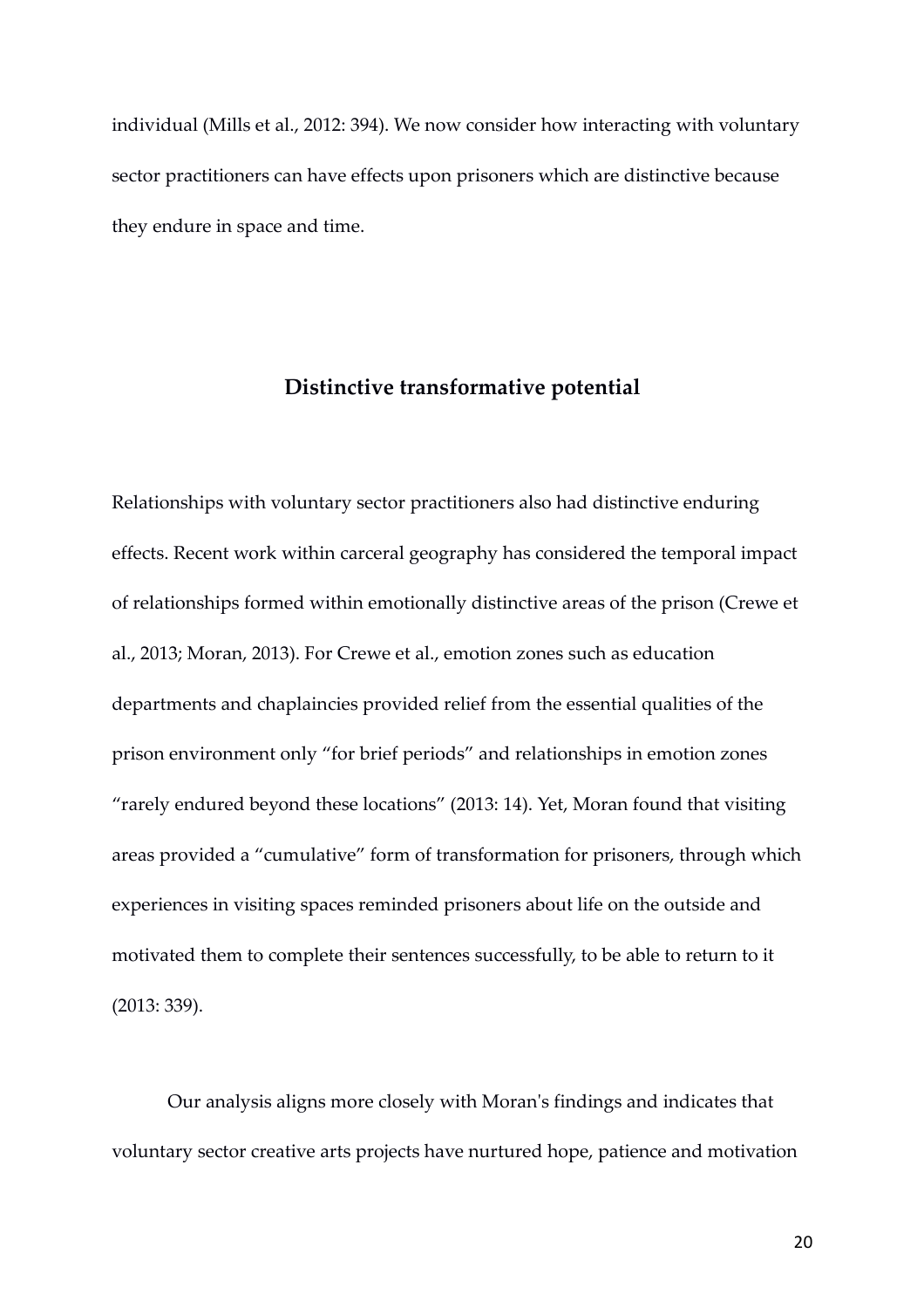individual (Mills et al., 2012: 394). We now consider how interacting with voluntary sector practitioners can have effects upon prisoners which are distinctive because they endure in space and time.

## Distinctive transformative potential

Relationships with voluntary sector practitioners also had distinctive enduring effects. Recent work within carceral geography has considered the temporal impact of relationships formed within emotionally distinctive areas of the prison (Crewe et al., 2013; Moran, 2013). For Crewe et al., emotion zones such as education departments and chaplaincies provided relief from the essential qualities of the prison environment only "for brief periods" and relationships in emotion zones "rarely endured beyond these locations" (2013: 14). Yet, Moran found that visiting areas provided a "cumulative" form of transformation for prisoners, through which experiences in visiting spaces reminded prisoners about life on the outside and motivated them to complete their sentences successfully, to be able to return to it (2013: 339).

Our analysis aligns more closely with Moran's findings and indicates that voluntary sector creative arts projects have nurtured hope, patience and motivation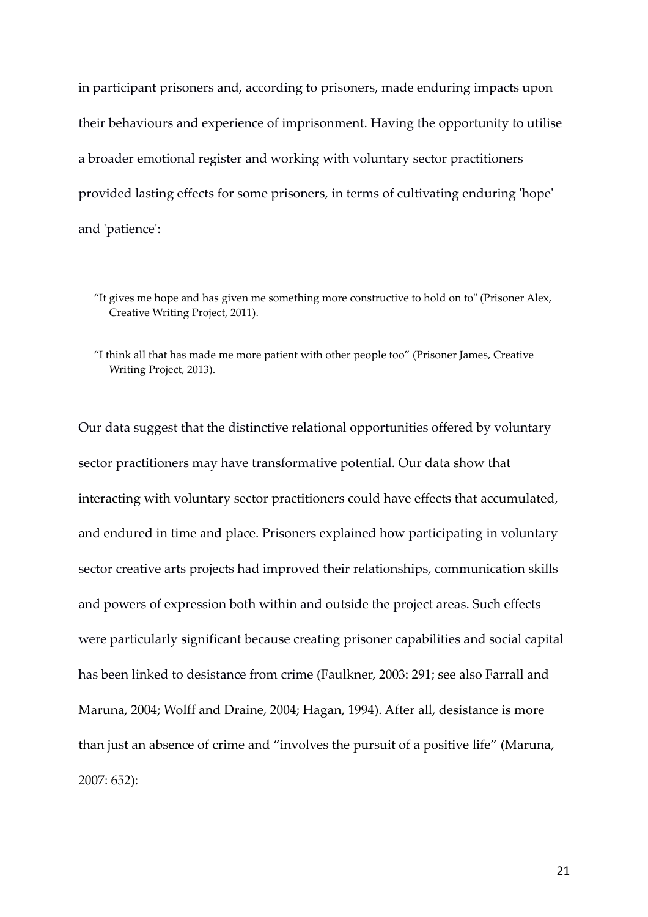in participant prisoners and, according to prisoners, made enduring impacts upon their behaviours and experience of imprisonment. Having the opportunity to utilise a broader emotional register and working with voluntary sector practitioners provided lasting effects for some prisoners, in terms of cultivating enduring 'hope' and 'patience':

> "It gives me hope and has given me something more constructive to hold on to" (Prisoner Alex, Creative Writing Project, 2011).

> "I think all that has made me more patient with other people too" (Prisoner James, Creative Writing Project, 2013).

Our data suggest that the distinctive relational opportunities offered by voluntary sector practitioners may have transformative potential. Our data show that interacting with voluntary sector practitioners could have effects that accumulated, and endured in time and place. Prisoners explained how participating in voluntary sector creative arts projects had improved their relationships, communication skills and powers of expression both within and outside the project areas. Such effects were particularly significant because creating prisoner capabilities and social capital has been linked to desistance from crime (Faulkner, 2003: 291; see also Farrall and Maruna, 2004; Wolff and Draine, 2004; Hagan, 1994). After all, desistance is more than just an absence of crime and "involves the pursuit of a positive life" (Maruna, 2007: 652):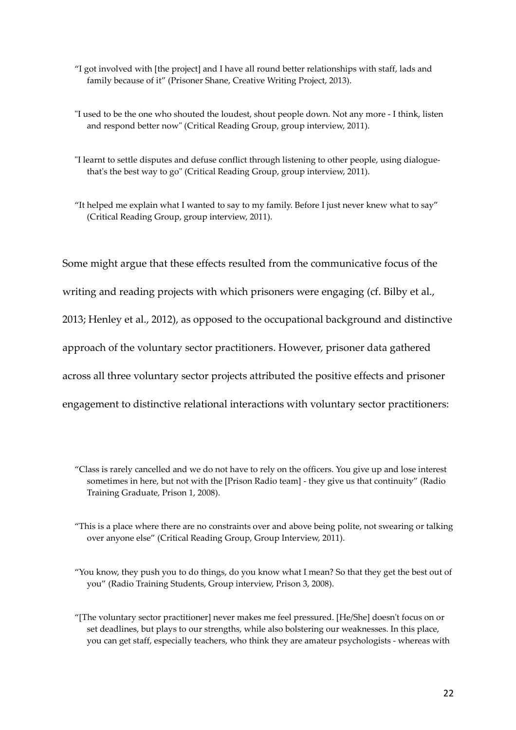"I got involved with [the project] and I have all round better relationships with staff, lads and family because of it" (Prisoner Shane, Creative Writing Project, 2013).

"I used to be the one who shouted the loudest, shout people down. Not any more - I think, listen and respond better now" (Critical Reading Group, group interview, 2011).

"I learnt to settle disputes and defuse conflict through listening to other people, using dialogue- that's the best way to go" (Critical Reading Group, group interview, 2011).

"It helped me explain what I wanted to say to my family. Before I just never knew what to say" (Critical Reading Group, group interview, 2011).

Some might argue that these effects resulted from the communicative focus of the writing and reading projects with which prisoners were engaging (cf. Bilby et al., 2013; Henley et al., 2012), as opposed to the occupational background and distinctive approach of the voluntary sector practitioners. However, prisoner data gathered across all three voluntary sector projects attributed the positive effects and prisoner engagement to distinctive relational interactions with voluntary sector practitioners:

"Class is rarely cancelled and we do not have to rely on the officers. You give up and lose interest sometimes in here, but not with the [Prison Radio team] - they give us that continuity" (Radio Training Graduate, Prison 1, 2008).

"This is a place where there are no constraints over and above being polite, not swearing or talking over anyone else" (Critical Reading Group, Group Interview, 2011).

"You know, they push you to do things, do you know what I mean? So that they get the best out of you" (Radio Training Students, Group interview, Prison 3, 2008).

"[The voluntary sector practitioner] never makes me feel pressured. [He/She] doesn't focus on or set deadlines, but plays to our strengths, while also bolstering our weaknesses. In this place, you can get staff, especially teachers, who think they are amateur psychologists - whereas with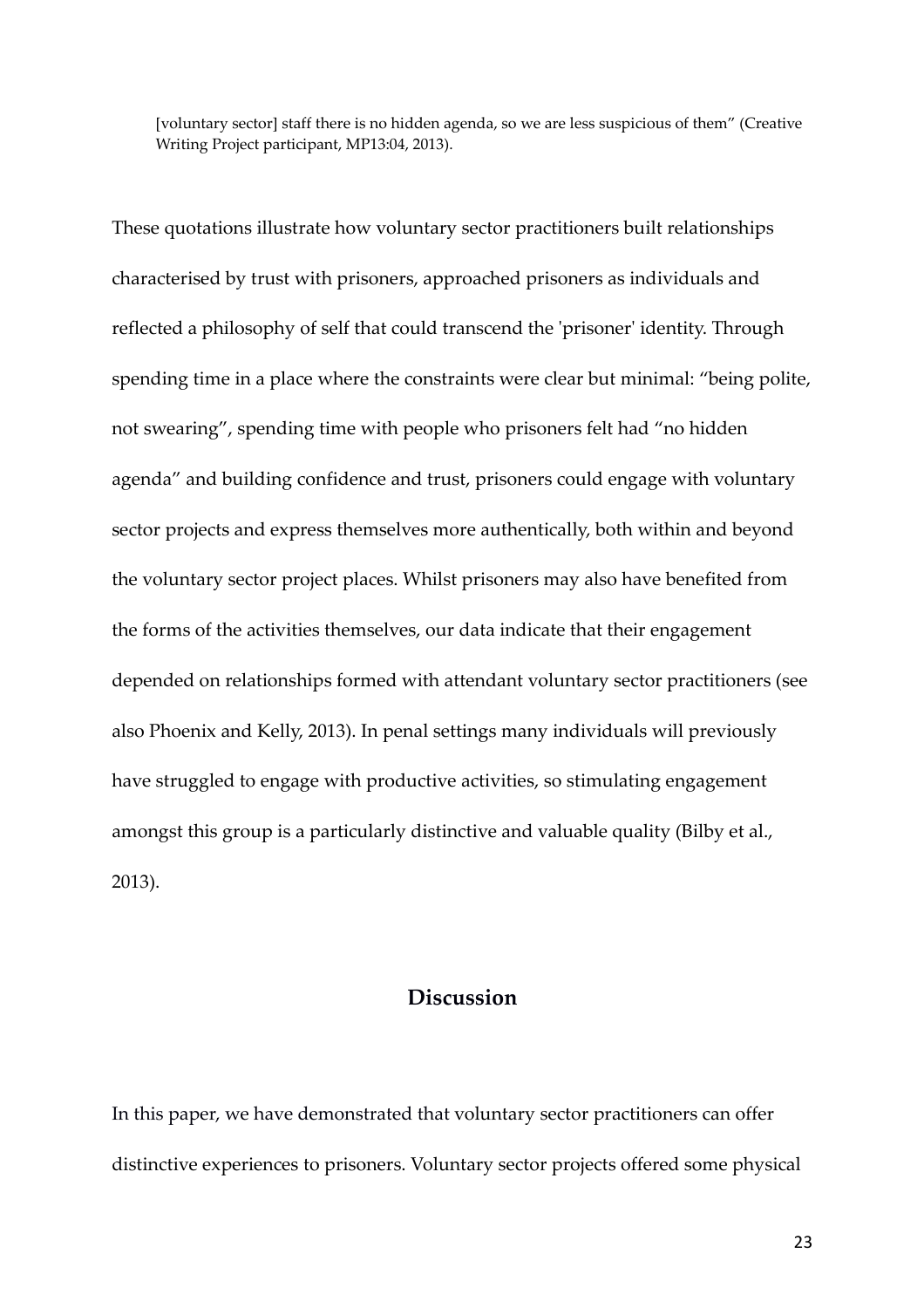> [voluntary sector] staff there is no hidden agenda, so we are less suspicious of them" (Creative Writing Project participant, MP13:04, 2013).

These quotations illustrate how voluntary sector practitioners built relationships characterised by trust with prisoners, approached prisoners as individuals and reflected a philosophy of self that could transcend the 'prisoner' identity. Through spending time in a place where the constraints were clear but minimal: "being polite, not swearing", spending time with people who prisoners felt had "no hidden agenda" and building confidence and trust, prisoners could engage with voluntary sector projects and express themselves more authentically, both within and beyond the voluntary sector project places. Whilst prisoners may also have benefited from the forms of the activities themselves, our data indicate that their engagement depended on relationships formed with attendant voluntary sector practitioners (see also Phoenix and Kelly, 2013). In penal settings many individuals will previously have struggled to engage with productive activities, so stimulating engagement amongst this group is a particularly distinctive and valuable quality (Bilby et al., 2013).

## Discussion

In this paper, we have demonstrated that voluntary sector practitioners can offer distinctive experiences to prisoners. Voluntary sector projects offered some physical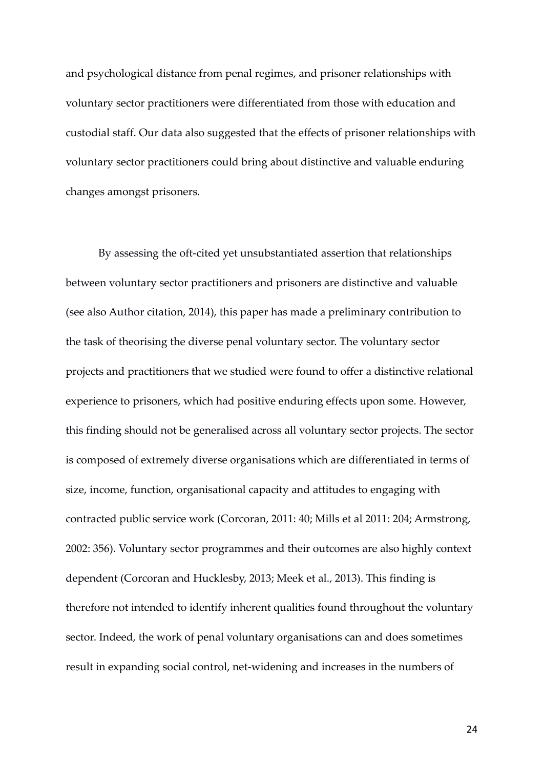and psychological distance from penal regimes, and prisoner relationships with voluntary sector practitioners were differentiated from those with education and custodial staff. Our data also suggested that the effects of prisoner relationships with voluntary sector practitioners could bring about distinctive and valuable enduring changes amongst prisoners.

By assessing the oft-cited yet unsubstantiated assertion that relationships between voluntary sector practitioners and prisoners are distinctive and valuable (see also Author citation, 2014), this paper has made a preliminary contribution to the task of theorising the diverse penal voluntary sector. The voluntary sector projects and practitioners that we studied were found to offer a distinctive relational experience to prisoners, which had positive enduring effects upon some. However, this finding should not be generalised across all voluntary sector projects. The sector is composed of extremely diverse organisations which are differentiated in terms of size, income, function, organisational capacity and attitudes to engaging with contracted public service work (Corcoran, 2011: 40; Mills et al 2011: 204; Armstrong, 2002: 356). Voluntary sector programmes and their outcomes are also highly context dependent (Corcoran and Hucklesby, 2013; Meek et al., 2013). This finding is therefore not intended to identify inherent qualities found throughout the voluntary sector. Indeed, the work of penal voluntary organisations can and does sometimes result in expanding social control, net-widening and increases in the numbers of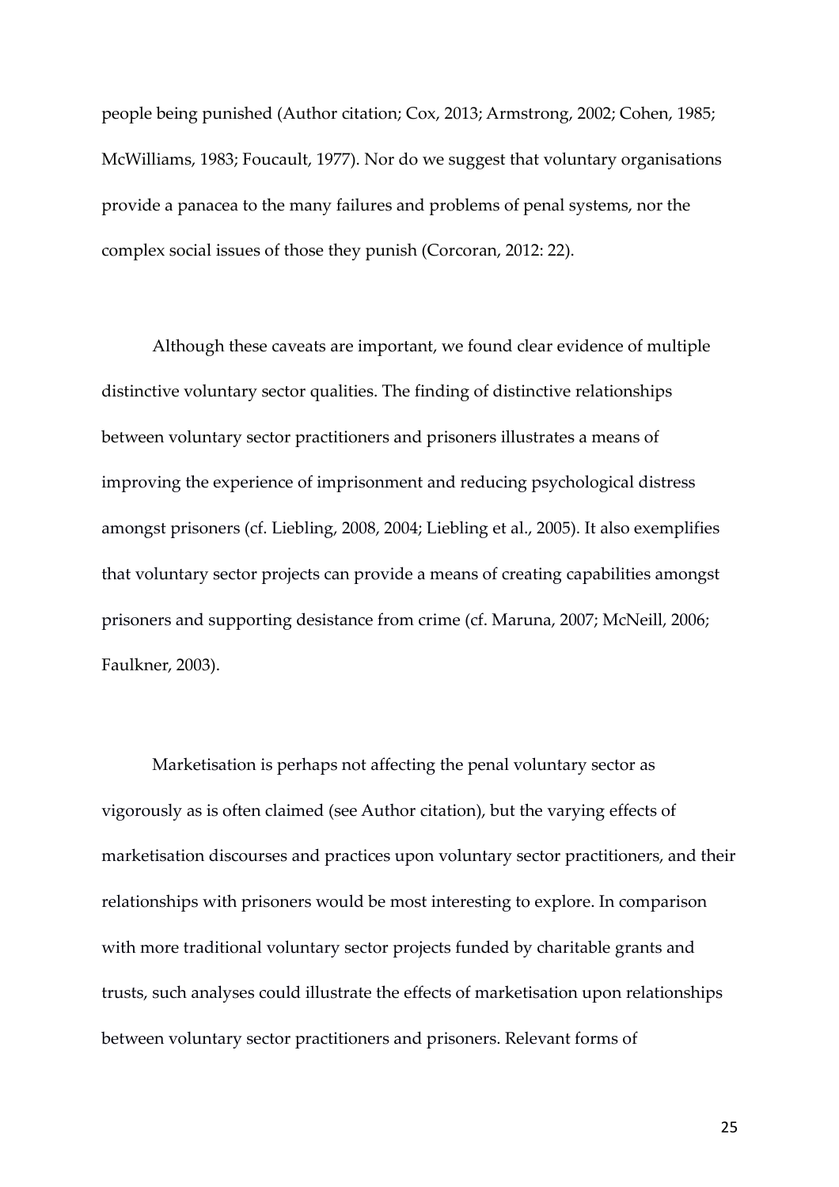people being punished (Author citation; Cox, 2013; Armstrong, 2002; Cohen, 1985; McWilliams, 1983; Foucault, 1977). Nor do we suggest that voluntary organisations provide a panacea to the many failures and problems of penal systems, nor the complex social issues of those they punish (Corcoran, 2012: 22).

Although these caveats are important, we found clear evidence of multiple distinctive voluntary sector qualities. The finding of distinctive relationships between voluntary sector practitioners and prisoners illustrates a means of improving the experience of imprisonment and reducing psychological distress amongst prisoners (cf. Liebling, 2008, 2004; Liebling et al., 2005). It also exemplifies that voluntary sector projects can provide a means of creating capabilities amongst prisoners and supporting desistance from crime (cf. Maruna, 2007; McNeill, 2006; Faulkner, 2003).

Marketisation is perhaps not affecting the penal voluntary sector as vigorously as is often claimed (see Author citation), but the varying effects of marketisation discourses and practices upon voluntary sector practitioners, and their relationships with prisoners would be most interesting to explore. In comparison with more traditional voluntary sector projects funded by charitable grants and trusts, such analyses could illustrate the effects of marketisation upon relationships between voluntary sector practitioners and prisoners. Relevant forms of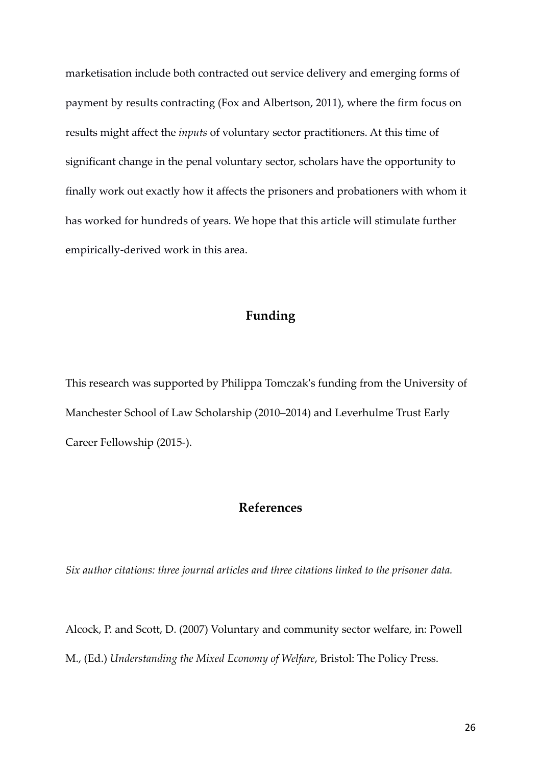marketisation include both contracted out service delivery and emerging forms of payment by results contracting (Fox and Albertson, 2011), where the firm focus on results might affect the *inputs* of voluntary sector practitioners. At this time of significant change in the penal voluntary sector, scholars have the opportunity to finally work out exactly how it affects the prisoners and probationers with whom it has worked for hundreds of years. We hope that this article will stimulate further empirically-derived work in this area.

## Funding

This research was supported by Philippa Tomczak's funding from the University of Manchester School of Law Scholarship (2010–2014) and Leverhulme Trust Early Career Fellowship (2015-).

## References

*Six author citations: three journal articles and three citations linked to the prisoner data.*

Alcock, P. and Scott, D. (2007) Voluntary and community sector welfare, in: Powell M., (Ed.) *Understanding the Mixed Economy of Welfare*, Bristol: The Policy Press.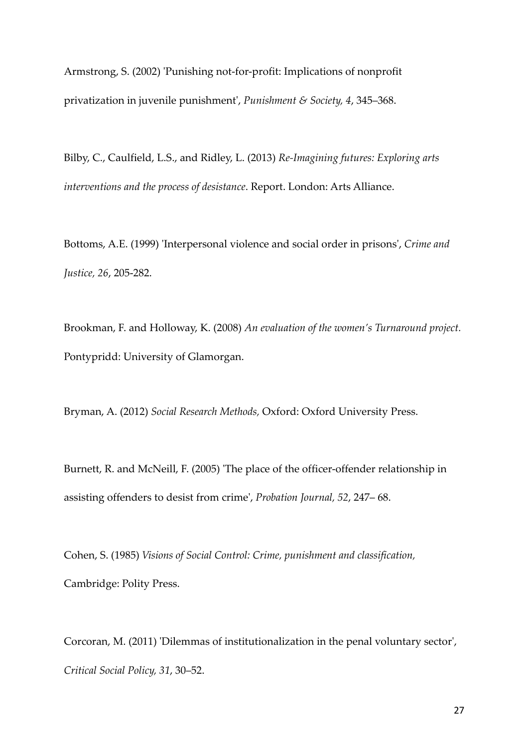Armstrong, S. (2002) 'Punishing not-for-profit: Implications of nonprofit privatization in juvenile punishment', *Punishment & Society, 4*, 345–368.

Bilby, C., Caulfield, L.S., and Ridley, L. (2013) *Re-Imagining futures: Exploring arts interventions and the process of desistance*. Report. London: Arts Alliance.

Bottoms, A.E. (1999) 'Interpersonal violence and social order in prisons', *Crime and Justice, 26*, 205-282.

Brookman, F. and Holloway, K. (2008) *An evaluation of the women's Turnaround project.* Pontypridd: University of Glamorgan.

Bryman, A. (2012) *Social Research Methods,* Oxford: Oxford University Press.

Burnett, R. and McNeill, F. (2005) 'The place of the officer-offender relationship in assisting offenders to desist from crime', *Probation Journal, 52*, 247– 68.

Cohen, S. (1985) *Visions of Social Control: Crime, punishment and classification,* Cambridge: Polity Press.

Corcoran, M. (2011) 'Dilemmas of institutionalization in the penal voluntary sector', *Critical Social Policy, 31*, 30–52.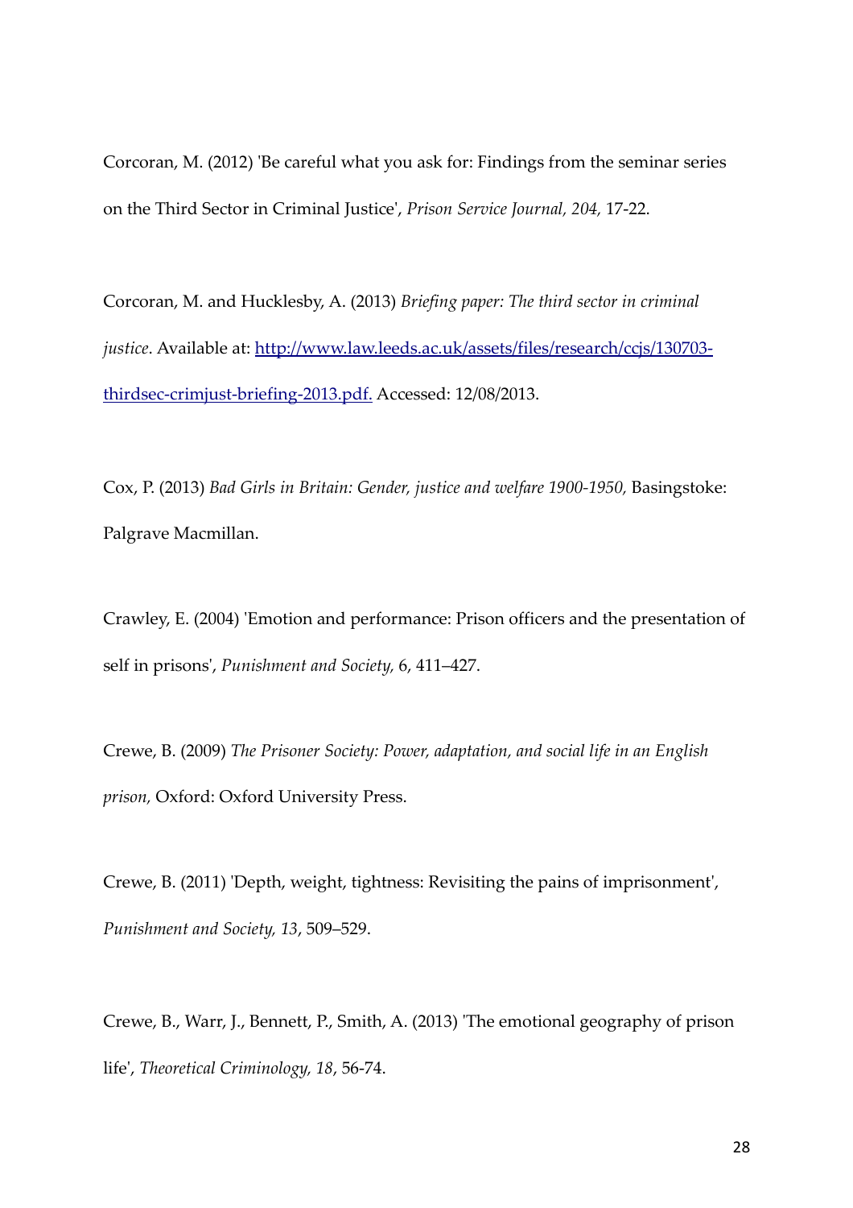Corcoran, M. (2012) 'Be careful what you ask for: Findings from the seminar series on the Third Sector in Criminal Justice', *Prison Service Journal, 204,* 17-22.

Corcoran, M. and Hucklesby, A. (2013) *Briefing paper: The third sector in criminal justice*. Available at: [http://www.law.leeds.ac.uk/assets/files/research/ccjs/130703-thirdsec-crimjust-briefing-2013.pdf.](http://www.law.leeds.ac.uk/assets/files/research/ccjs/130703-thirdsec-crimjust-briefing-2013.pdf) Accessed: 12/08/2013.

Cox, P. (2013) *Bad Girls in Britain: Gender, justice and welfare 1900-1950,* Basingstoke: Palgrave Macmillan.

Crawley, E. (2004) 'Emotion and performance: Prison officers and the presentation of self in prisons', *Punishment and Society,* 6, 411–427.

Crewe, B. (2009) *The Prisoner Society: Power, adaptation, and social life in an English prison,* Oxford: Oxford University Press.

Crewe, B. (2011) 'Depth, weight, tightness: Revisiting the pains of imprisonment', *Punishment and Society, 13*, 509–529.

Crewe, B., Warr, J., Bennett, P., Smith, A. (2013) 'The emotional geography of prison life', *Theoretical Criminology, 18*, 56-74.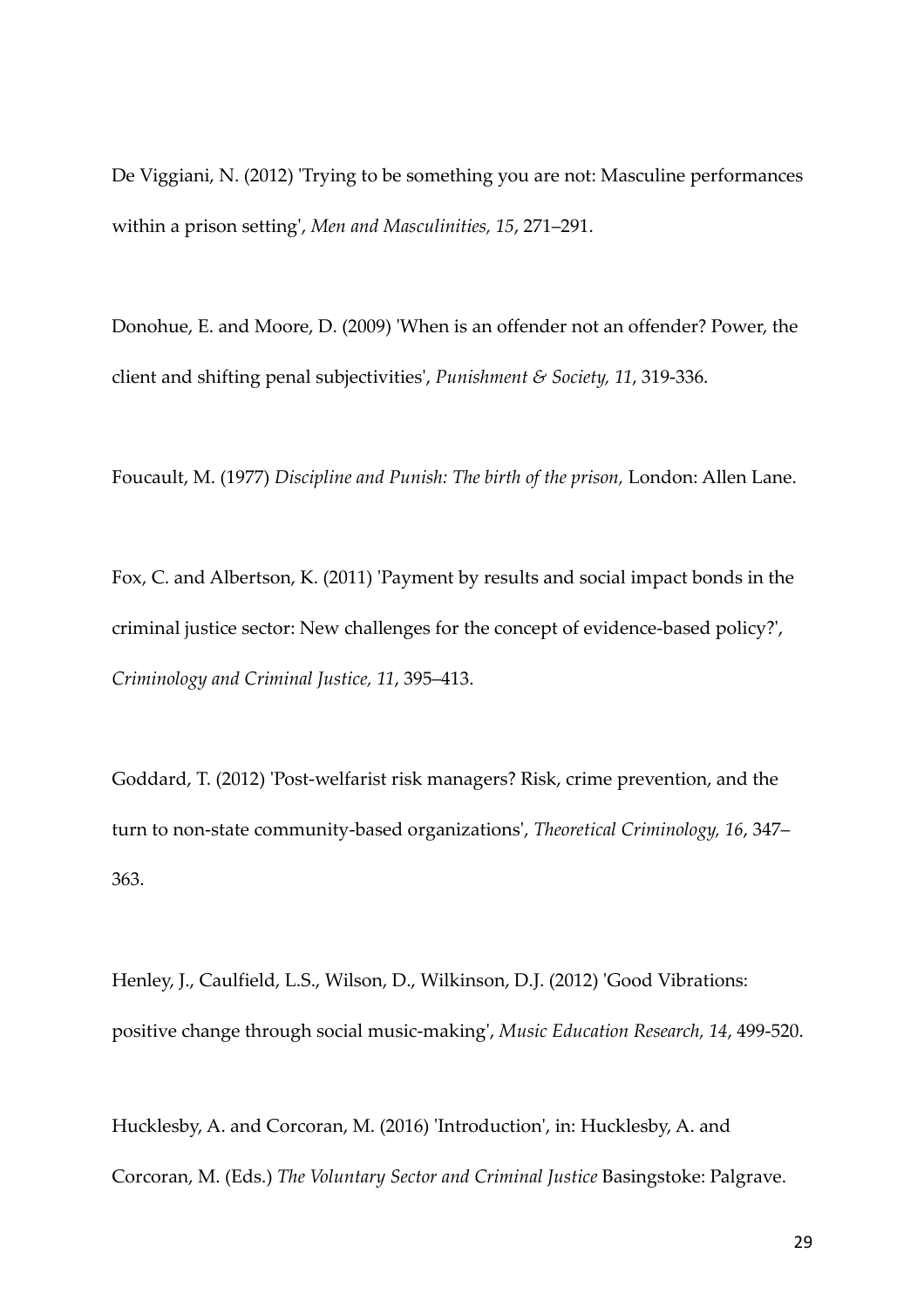De Viggiani, N. (2012) 'Trying to be something you are not: Masculine performances within a prison setting', *Men and Masculinities, 15*, 271–291.

Donohue, E. and Moore, D. (2009) 'When is an offender not an offender? Power, the client and shifting penal subjectivities', *Punishment & Society, 11*, 319-336.

Foucault, M. (1977) *Discipline and Punish: The birth of the prison,* London: Allen Lane.

Fox, C. and Albertson, K. (2011) 'Payment by results and social impact bonds in the criminal justice sector: New challenges for the concept of evidence-based policy?', *Criminology and Criminal Justice, 11*, 395–413.

Goddard, T. (2012) 'Post-welfarist risk managers? Risk, crime prevention, and the turn to non-state community-based organizations', *Theoretical Criminology, 16*, 347–363.

Henley, J., Caulfield, L.S., Wilson, D., Wilkinson, D.J. (2012) 'Good Vibrations: positive change through social music-making', *Music Education Research, 14*, 499-520.

Hucklesby, A. and Corcoran, M. (2016) 'Introduction', in: Hucklesby, A. and Corcoran, M. (Eds.) *The Voluntary Sector and Criminal Justice* Basingstoke: Palgrave.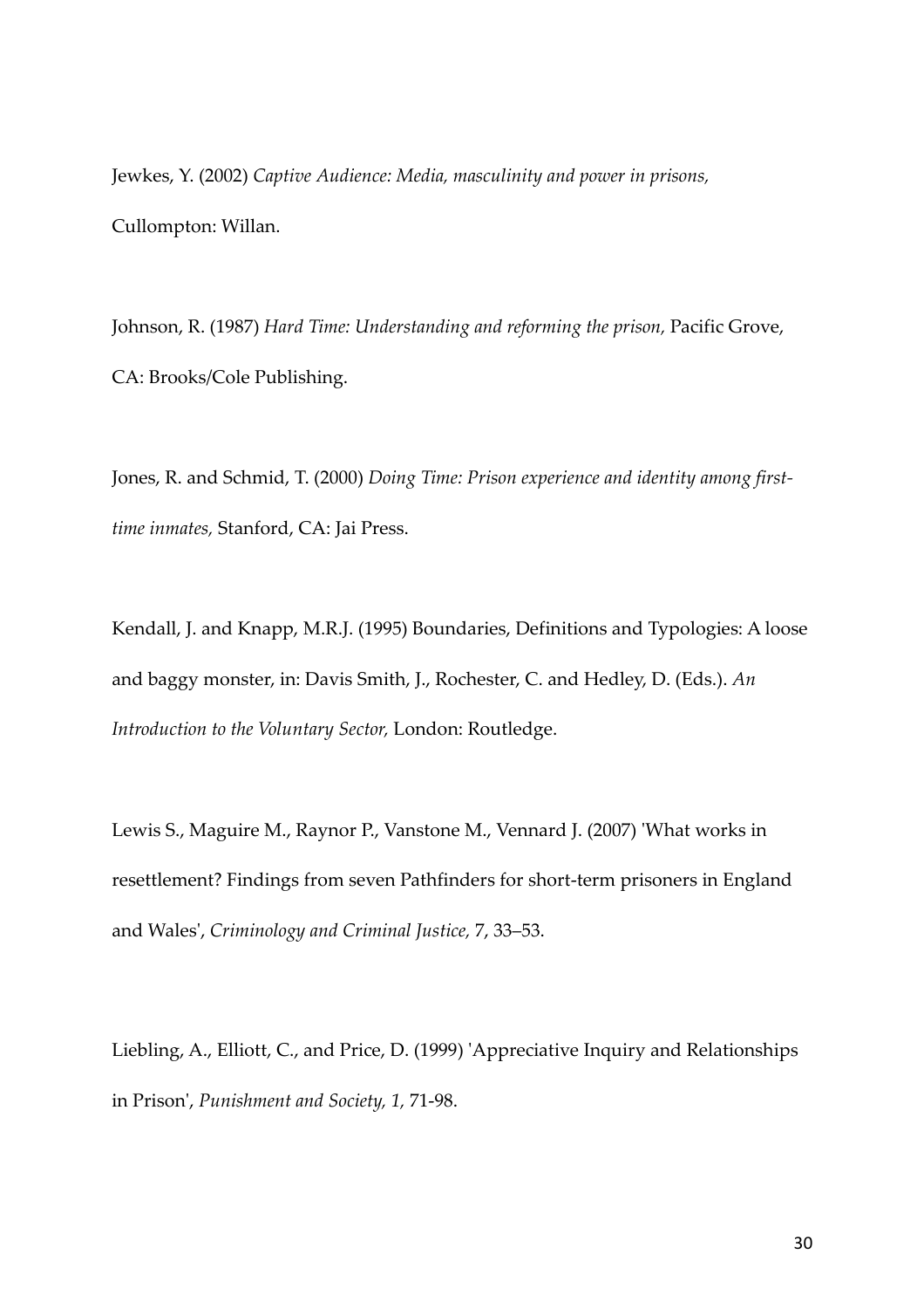Jewkes, Y. (2002) *Captive Audience: Media, masculinity and power in prisons,* Cullompton: Willan.

Johnson, R. (1987) *Hard Time: Understanding and reforming the prison,* Pacific Grove, CA: Brooks/Cole Publishing.

Jones, R. and Schmid, T. (2000) *Doing Time: Prison experience and identity among first-time inmates,* Stanford, CA: Jai Press.

Kendall, J. and Knapp, M.R.J. (1995) Boundaries, Definitions and Typologies: A loose and baggy monster, in: Davis Smith, J., Rochester, C. and Hedley, D. (Eds.). *An Introduction to the Voluntary Sector,* London: Routledge.

Lewis S., Maguire M., Raynor P., Vanstone M., Vennard J. (2007) 'What works in resettlement? Findings from seven Pathfinders for short-term prisoners in England and Wales', *Criminology and Criminal Justice,* 7, 33–53.

Liebling, A., Elliott, C., and Price, D. (1999) 'Appreciative Inquiry and Relationships in Prison', *Punishment and Society, 1,* 71-98.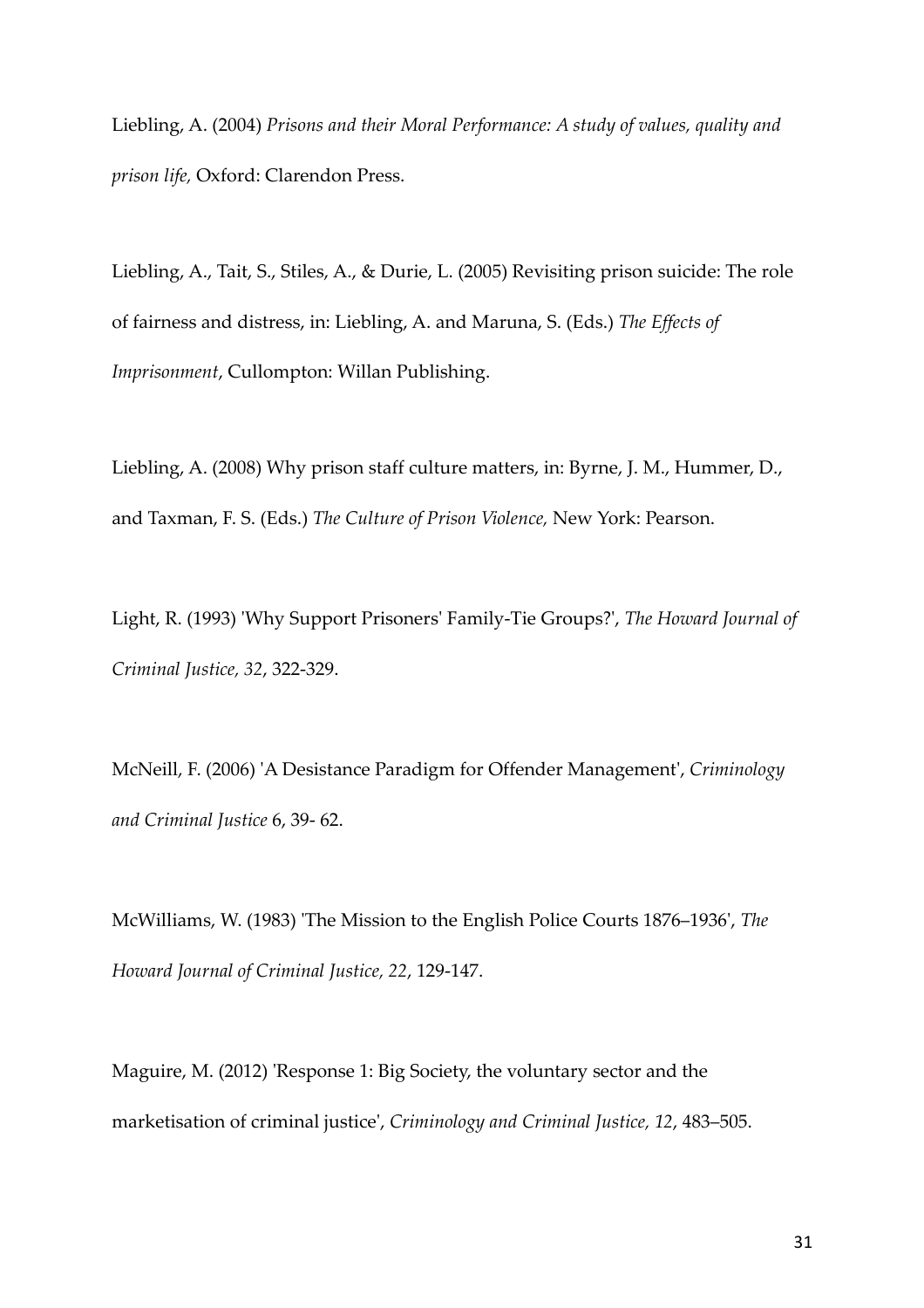Liebling, A. (2004) *Prisons and their Moral Performance: A study of values, quality and prison life,* Oxford: Clarendon Press.

Liebling, A., Tait, S., Stiles, A., & Durie, L. (2005) Revisiting prison suicide: The role of fairness and distress, in: Liebling, A. and Maruna, S. (Eds.) *The Effects of Imprisonment*, Cullompton: Willan Publishing.

Liebling, A. (2008) Why prison staff culture matters, in: Byrne, J. M., Hummer, D., and Taxman, F. S. (Eds.) *The Culture of Prison Violence,* New York: Pearson.

Light, R. (1993) 'Why Support Prisoners' Family-Tie Groups?', *The Howard Journal of Criminal Justice, 32*, 322-329.

McNeill, F. (2006) 'A Desistance Paradigm for Offender Management', *Criminology and Criminal Justice* 6, 39- 62.

McWilliams, W. (1983) 'The Mission to the English Police Courts 1876–1936', *The Howard Journal of Criminal Justice, 22*, 129-147.

Maguire, M. (2012) 'Response 1: Big Society, the voluntary sector and the marketisation of criminal justice', *Criminology and Criminal Justice, 12*, 483–505.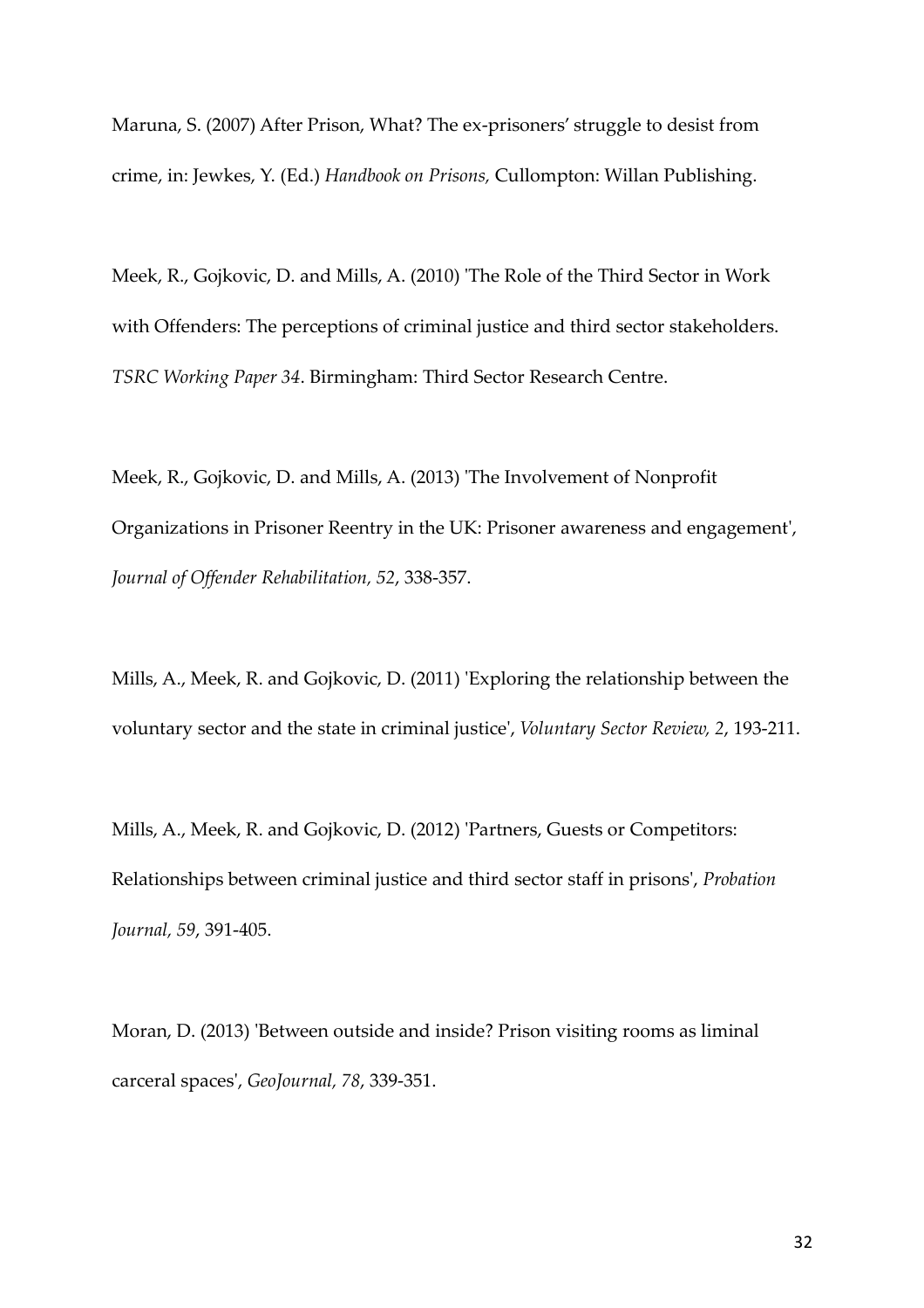Maruna, S. (2007) After Prison, What? The ex-prisoners' struggle to desist from crime, in: Jewkes, Y. (Ed.) *Handbook on Prisons,* Cullompton: Willan Publishing.

Meek, R., Gojkovic, D. and Mills, A. (2010) 'The Role of the Third Sector in Work with Offenders: The perceptions of criminal justice and third sector stakeholders. *TSRC Working Paper 34*. Birmingham: Third Sector Research Centre.

Meek, R., Gojkovic, D. and Mills, A. (2013) 'The Involvement of Nonprofit Organizations in Prisoner Reentry in the UK: Prisoner awareness and engagement', *Journal of Offender Rehabilitation, 52*, 338-357.

Mills, A., Meek, R. and Gojkovic, D. (2011) 'Exploring the relationship between the voluntary sector and the state in criminal justice', *Voluntary Sector Review, 2*, 193-211.

Mills, A., Meek, R. and Gojkovic, D. (2012) 'Partners, Guests or Competitors: Relationships between criminal justice and third sector staff in prisons', *Probation Journal, 59*, 391-405.

Moran, D. (2013) 'Between outside and inside? Prison visiting rooms as liminal carceral spaces', *GeoJournal, 78*, 339-351.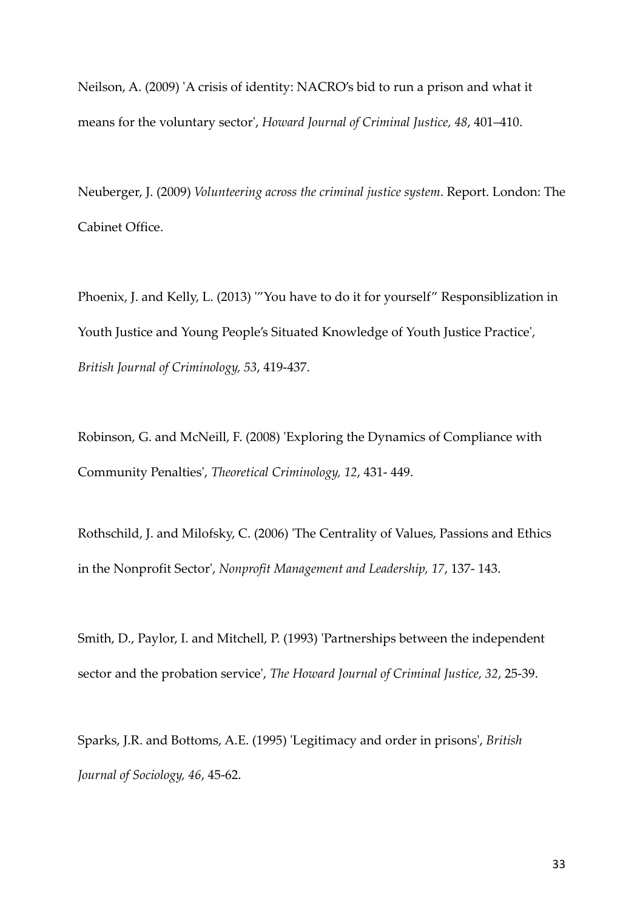Neilson, A. (2009) 'A crisis of identity: NACRO's bid to run a prison and what it means for the voluntary sector', *Howard Journal of Criminal Justice, 48*, 401–410.

Neuberger, J. (2009) *Volunteering across the criminal justice system*. Report. London: The Cabinet Office.

Phoenix, J. and Kelly, L. (2013) '"You have to do it for yourself" Responsiblization in Youth Justice and Young People's Situated Knowledge of Youth Justice Practice', *British Journal of Criminology, 53*, 419-437.

Robinson, G. and McNeill, F. (2008) 'Exploring the Dynamics of Compliance with Community Penalties', *Theoretical Criminology, 12*, 431- 449.

Rothschild, J. and Milofsky, C. (2006) 'The Centrality of Values, Passions and Ethics in the Nonprofit Sector', *Nonprofit Management and Leadership, 17*, 137- 143.

Smith, D., Paylor, I. and Mitchell, P. (1993) 'Partnerships between the independent sector and the probation service', *The Howard Journal of Criminal Justice, 32*, 25-39.

Sparks, J.R. and Bottoms, A.E. (1995) 'Legitimacy and order in prisons', *British Journal of Sociology, 46*, 45-62.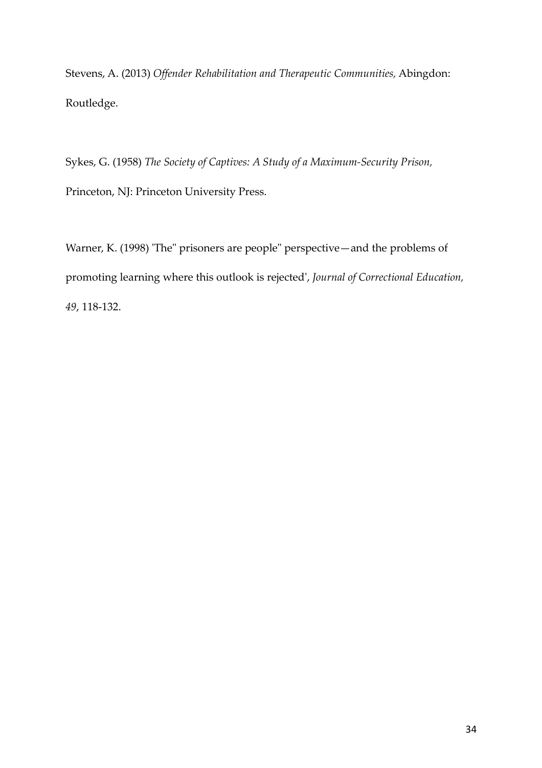Stevens, A. (2013) *Offender Rehabilitation and Therapeutic Communities,* Abingdon: Routledge.

Sykes, G. (1958) *The Society of Captives: A Study of a Maximum-Security Prison,* Princeton, NJ: Princeton University Press.

Warner, K. (1998) 'The" prisoners are people" perspective—and the problems of promoting learning where this outlook is rejected', *Journal of Correctional Education, 49*, 118-132.